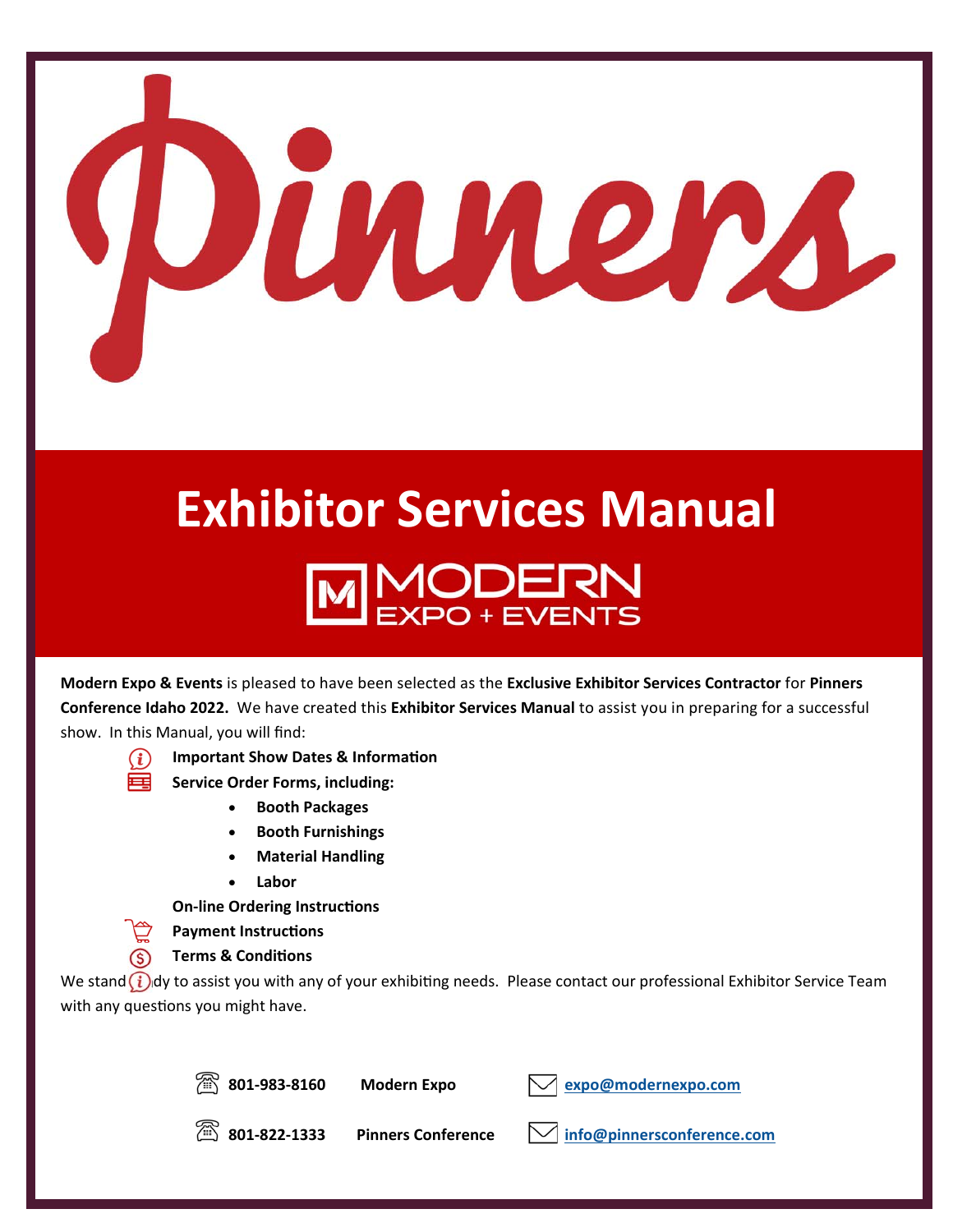# Pinners

# Exhibitor Services Manual

MODERN EXPO + EVENTS

**Modern Expo & Events** is pleased to have been selected as the **Exclusive Exhibitor Services Contractor** for **Pinners Conference Idaho 2022.** We have created this **Exhibitor Services Manual** to assist you in preparing for a successful show. In this Manual, you will find:

- **Important Show Dates & Information**
- **Service Order Forms, including:**
  - **Booth Packages**
  - **Booth Furnishings**
  - **Material Handling**
  - **Labor**
- **On-line Ordering Instructions**
- **Payment Instructions**
- **Terms & Conditions**

We stand ready to assist you with any of your exhibiting needs. Please contact our professional Exhibitor Service Team with any questions you might have.

| | | |
|---|---|---|
| 801-983-8160 | **Modern Expo** | expo@modernexpo.com |
| 801-822-1333 | **Pinners Conference** | info@pinnersconference.com |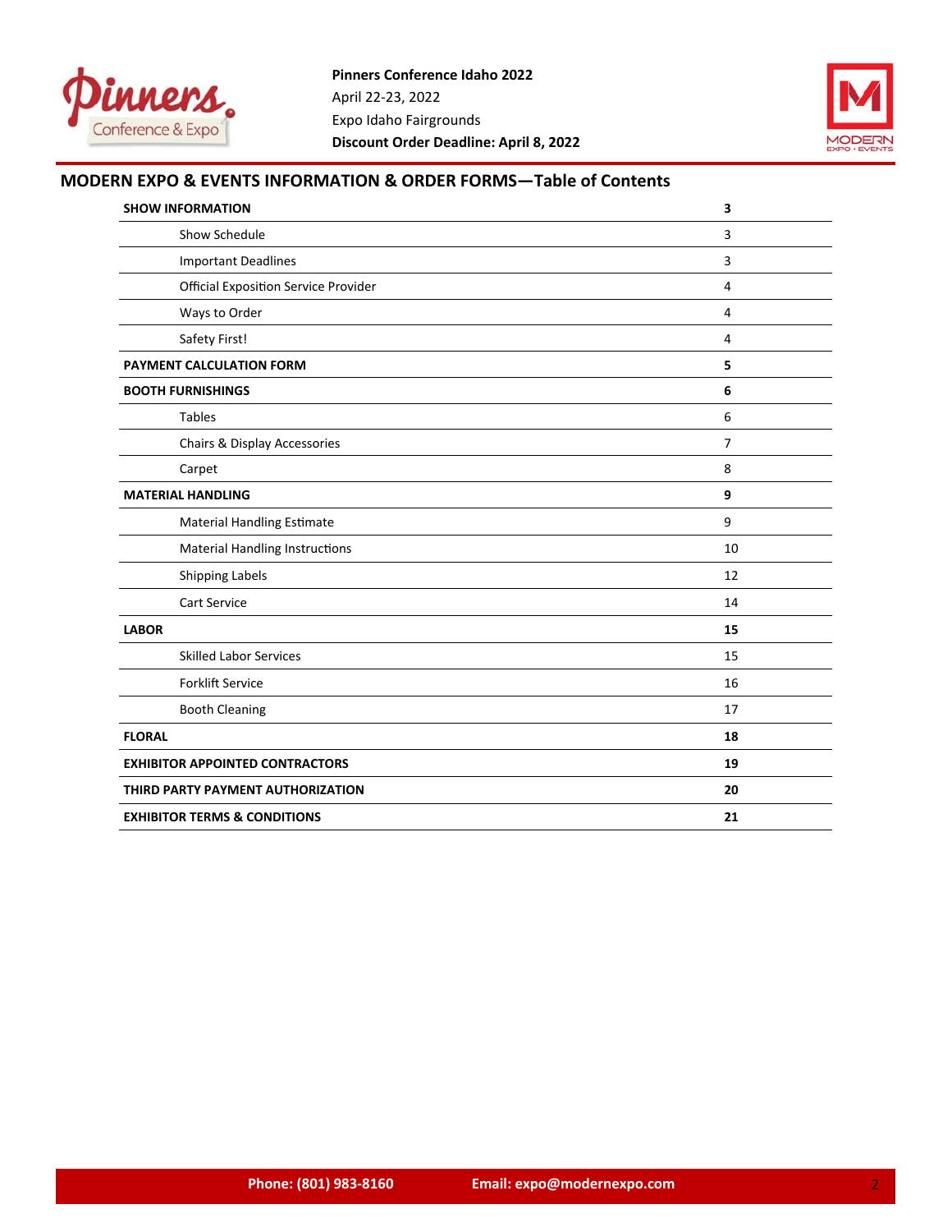**Pinners Conference Idaho 2022**
April 22-23, 2022
Expo Idaho Fairgrounds
**Discount Order Deadline: April 8, 2022**

## MODERN EXPO & EVENTS INFORMATION & ORDER FORMS—Table of Contents

| | |
|---|---|
| **SHOW INFORMATION** | **3** |
| Show Schedule | 3 |
| Important Deadlines | 3 |
| Official Exposition Service Provider | 4 |
| Ways to Order | 4 |
| Safety First! | 4 |
| **PAYMENT CALCULATION FORM** | **5** |
| **BOOTH FURNISHINGS** | **6** |
| Tables | 6 |
| Chairs & Display Accessories | 7 |
| Carpet | 8 |
| **MATERIAL HANDLING** | **9** |
| Material Handling Estimate | 9 |
| Material Handling Instructions | 10 |
| Shipping Labels | 12 |
| Cart Service | 14 |
| **LABOR** | **15** |
| Skilled Labor Services | 15 |
| Forklift Service | 16 |
| Booth Cleaning | 17 |
| **FLORAL** | **18** |
| **EXHIBITOR APPOINTED CONTRACTORS** | **19** |
| **THIRD PARTY PAYMENT AUTHORIZATION** | **20** |
| **EXHIBITOR TERMS & CONDITIONS** | **21** |

**Phone: (801) 983-8160** **Email: expo@modernexpo.com**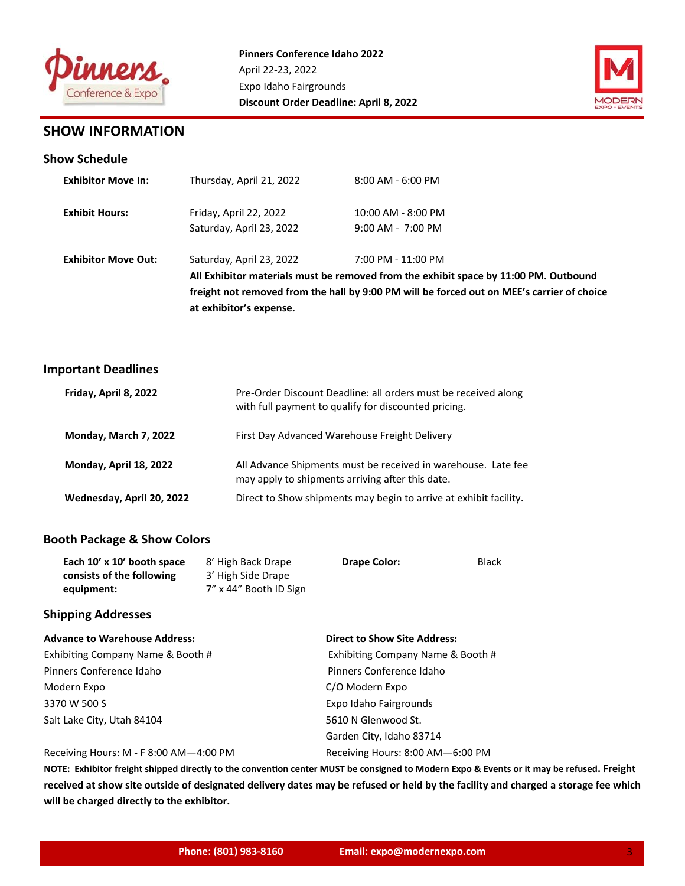**Pinners Conference Idaho 2022**
April 22-23, 2022
Expo Idaho Fairgrounds
**Discount Order Deadline: April 8, 2022**

## SHOW INFORMATION

### Show Schedule

| | | |
|---|---|---|
| **Exhibitor Move In:** | Thursday, April 21, 2022 | 8:00 AM - 6:00 PM |
| **Exhibit Hours:** | Friday, April 22, 2022 | 10:00 AM - 8:00 PM |
| | Saturday, April 23, 2022 | 9:00 AM - 7:00 PM |
| **Exhibitor Move Out:** | Saturday, April 23, 2022 | 7:00 PM - 11:00 PM |

**All Exhibitor materials must be removed from the exhibit space by 11:00 PM. Outbound freight not removed from the hall by 9:00 PM will be forced out on MEE's carrier of choice at exhibitor's expense.**

### Important Deadlines

| | |
|---|---|
| **Friday, April 8, 2022** | Pre-Order Discount Deadline: all orders must be received along with full payment to qualify for discounted pricing. |
| **Monday, March 7, 2022** | First Day Advanced Warehouse Freight Delivery |
| **Monday, April 18, 2022** | All Advance Shipments must be received in warehouse. Late fee may apply to shipments arriving after this date. |
| **Wednesday, April 20, 2022** | Direct to Show shipments may begin to arrive at exhibit facility. |

### Booth Package & Show Colors

| | | | |
|---|---|---|---|
| **Each 10' x 10' booth space consists of the following equipment:** | 8' High Back Drape<br>3' High Side Drape<br>7" x 44" Booth ID Sign | **Drape Color:** | Black |

### Shipping Addresses

**Advance to Warehouse Address:**
Exhibiting Company Name & Booth #
Pinners Conference Idaho
Modern Expo
3370 W 500 S
Salt Lake City, Utah 84104

Receiving Hours: M - F 8:00 AM—4:00 PM

**Direct to Show Site Address:**
Exhibiting Company Name & Booth #
Pinners Conference Idaho
C/O Modern Expo
Expo Idaho Fairgrounds
5610 N Glenwood St.
Garden City, Idaho 83714

Receiving Hours: 8:00 AM—6:00 PM

**NOTE: Exhibitor freight shipped directly to the convention center MUST be consigned to Modern Expo & Events or it may be refused. Freight received at show site outside of designated delivery dates may be refused or held by the facility and charged a storage fee which will be charged directly to the exhibitor.**

**Phone: (801) 983-8160** **Email: expo@modernexpo.com**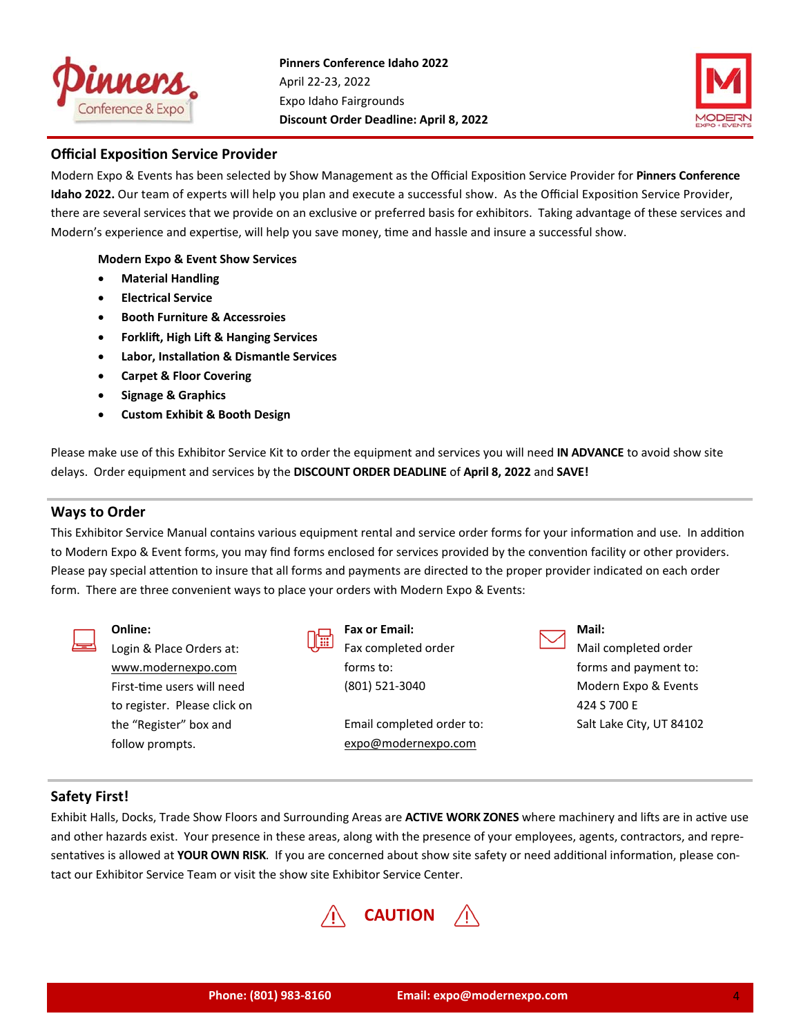**Pinners Conference Idaho 2022**
April 22-23, 2022
Expo Idaho Fairgrounds
**Discount Order Deadline: April 8, 2022**

## Official Exposition Service Provider

Modern Expo & Events has been selected by Show Management as the Official Exposition Service Provider for **Pinners Conference Idaho 2022.** Our team of experts will help you plan and execute a successful show. As the Official Exposition Service Provider, there are several services that we provide on an exclusive or preferred basis for exhibitors. Taking advantage of these services and Modern's experience and expertise, will help you save money, time and hassle and insure a successful show.

**Modern Expo & Event Show Services**

- **Material Handling**
- **Electrical Service**
- **Booth Furniture & Accessroies**
- **Forklift, High Lift & Hanging Services**
- **Labor, Installation & Dismantle Services**
- **Carpet & Floor Covering**
- **Signage & Graphics**
- **Custom Exhibit & Booth Design**

Please make use of this Exhibitor Service Kit to order the equipment and services you will need **IN ADVANCE** to avoid show site delays. Order equipment and services by the **DISCOUNT ORDER DEADLINE** of **April 8, 2022** and **SAVE!**

## Ways to Order

This Exhibitor Service Manual contains various equipment rental and service order forms for your information and use. In addition to Modern Expo & Event forms, you may find forms enclosed for services provided by the convention facility or other providers. Please pay special attention to insure that all forms and payments are directed to the proper provider indicated on each order form. There are three convenient ways to place your orders with Modern Expo & Events:

**Online:**
Login & Place Orders at:
www.modernexpo.com
First-time users will need to register. Please click on the "Register" box and follow prompts.

**Fax or Email:**
Fax completed order forms to:
(801) 521-3040

Email completed order to:
expo@modernexpo.com

**Mail:**
Mail completed order forms and payment to:
Modern Expo & Events
424 S 700 E
Salt Lake City, UT 84102

## Safety First!

Exhibit Halls, Docks, Trade Show Floors and Surrounding Areas are **ACTIVE WORK ZONES** where machinery and lifts are in active use and other hazards exist. Your presence in these areas, along with the presence of your employees, agents, contractors, and representatives is allowed at **YOUR OWN RISK**. If you are concerned about show site safety or need additional information, please contact our Exhibitor Service Team or visit the show site Exhibitor Service Center.

**CAUTION**

Phone: (801) 983-8160 Email: expo@modernexpo.com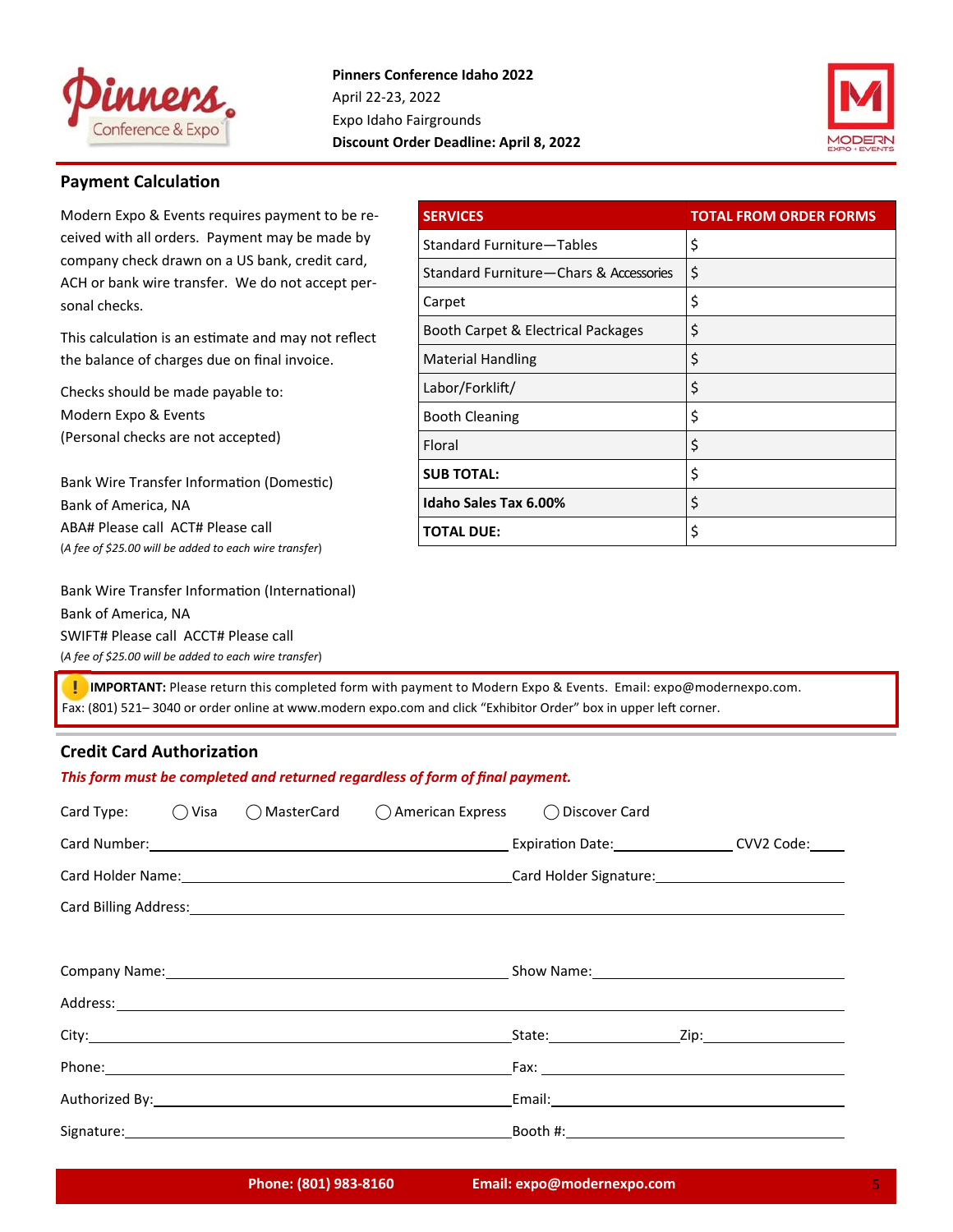**Pinners Conference Idaho 2022**
April 22-23, 2022
Expo Idaho Fairgrounds
**Discount Order Deadline: April 8, 2022**

## Payment Calculation

Modern Expo & Events requires payment to be received with all orders. Payment may be made by company check drawn on a US bank, credit card, ACH or bank wire transfer. We do not accept personal checks.

This calculation is an estimate and may not reflect the balance of charges due on final invoice.

Checks should be made payable to:
Modern Expo & Events
(Personal checks are not accepted)

Bank Wire Transfer Information (Domestic)
Bank of America, NA
ABA# Please call ACT# Please call
*(A fee of $25.00 will be added to each wire transfer)*

Bank Wire Transfer Information (International)
Bank of America, NA
SWIFT# Please call ACCT# Please call
*(A fee of $25.00 will be added to each wire transfer)*

| SERVICES | TOTAL FROM ORDER FORMS |
|---|---|
| Standard Furniture—Tables | $ |
| Standard Furniture—Chars & Accessories | $ |
| Carpet | $ |
| Booth Carpet & Electrical Packages | $ |
| Material Handling | $ |
| Labor/Forklift/ | $ |
| Booth Cleaning | $ |
| Floral | $ |
| **SUB TOTAL:** | $ |
| **Idaho Sales Tax 6.00%** | $ |
| **TOTAL DUE:** | $ |

**IMPORTANT:** Please return this completed form with payment to Modern Expo & Events. Email: expo@modernexpo.com. Fax: (801) 521– 3040 or order online at www.modern expo.com and click "Exhibitor Order" box in upper left corner.

## Credit Card Authorization

***This form must be completed and returned regardless of form of final payment.***

Card Type: ◯ Visa ◯ MasterCard ◯ American Express ◯ Discover Card

Card Number:\_\_\_\_\_\_\_\_\_\_\_\_\_\_\_\_\_\_\_\_ Expiration Date:\_\_\_\_\_\_\_\_\_\_ CVV2 Code:\_\_\_\_

Card Holder Name:\_\_\_\_\_\_\_\_\_\_\_\_\_\_\_\_\_\_\_\_ Card Holder Signature:\_\_\_\_\_\_\_\_\_\_\_\_\_\_\_\_\_\_\_\_

Card Billing Address:\_\_\_\_\_\_\_\_\_\_\_\_\_\_\_\_\_\_\_\_\_\_\_\_\_\_\_\_\_\_\_\_\_\_\_\_\_\_\_\_

Company Name:\_\_\_\_\_\_\_\_\_\_\_\_\_\_\_\_\_\_\_\_ Show Name:\_\_\_\_\_\_\_\_\_\_\_\_\_\_\_\_\_\_\_\_

Address:\_\_\_\_\_\_\_\_\_\_\_\_\_\_\_\_\_\_\_\_\_\_\_\_\_\_\_\_\_\_\_\_\_\_\_\_\_\_\_\_

City:\_\_\_\_\_\_\_\_\_\_\_\_\_\_\_\_\_\_\_\_ State:\_\_\_\_\_\_\_\_\_\_ Zip:\_\_\_\_\_\_\_\_\_\_

Phone:\_\_\_\_\_\_\_\_\_\_\_\_\_\_\_\_\_\_\_\_ Fax:\_\_\_\_\_\_\_\_\_\_\_\_\_\_\_\_\_\_\_\_

Authorized By:\_\_\_\_\_\_\_\_\_\_\_\_\_\_\_\_\_\_\_\_ Email:\_\_\_\_\_\_\_\_\_\_\_\_\_\_\_\_\_\_\_\_

Signature:\_\_\_\_\_\_\_\_\_\_\_\_\_\_\_\_\_\_\_\_ Booth #:\_\_\_\_\_\_\_\_\_\_\_\_\_\_\_\_\_\_\_\_

**Phone: (801) 983-8160** **Email: expo@modernexpo.com**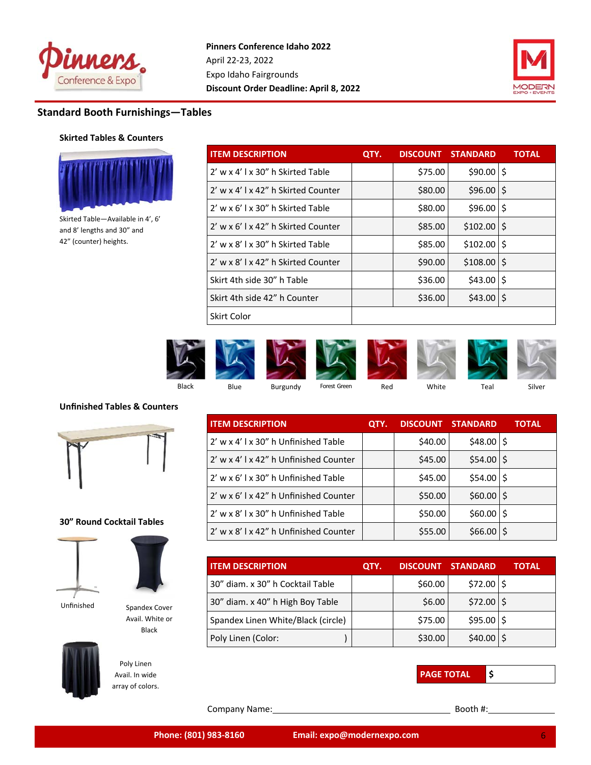**Pinners Conference Idaho 2022**
April 22-23, 2022
Expo Idaho Fairgrounds
**Discount Order Deadline: April 8, 2022**

## Standard Booth Furnishings—Tables

### Skirted Tables & Counters

Skirted Table—Available in 4', 6' and 8' lengths and 30" and 42" (counter) heights.

| ITEM DESCRIPTION | QTY. | DISCOUNT | STANDARD | TOTAL |
|---|---|---|---|---|
| 2' w x 4' l x 30" h Skirted Table | | $75.00 | $90.00 | $ |
| 2' w x 4' l x 42" h Skirted Counter | | $80.00 | $96.00 | $ |
| 2' w x 6' l x 30" h Skirted Table | | $80.00 | $96.00 | $ |
| 2' w x 6' l x 42" h Skirted Counter | | $85.00 | $102.00 | $ |
| 2' w x 8' l x 30" h Skirted Table | | $85.00 | $102.00 | $ |
| 2' w x 8' l x 42" h Skirted Counter | | $90.00 | $108.00 | $ |
| Skirt 4th side 30" h Table | | $36.00 | $43.00 | $ |
| Skirt 4th side 42" h Counter | | $36.00 | $43.00 | $ |
| Skirt Color | | | | |

Black | Blue | Burgundy | Forest Green | Red | White | Teal | Silver

### Unfinished Tables & Counters

| ITEM DESCRIPTION | QTY. | DISCOUNT | STANDARD | TOTAL |
|---|---|---|---|---|
| 2' w x 4' l x 30" h Unfinished Table | | $40.00 | $48.00 | $ |
| 2' w x 4' l x 42" h Unfinished Counter | | $45.00 | $54.00 | $ |
| 2' w x 6' l x 30" h Unfinished Table | | $45.00 | $54.00 | $ |
| 2' w x 6' l x 42" h Unfinished Counter | | $50.00 | $60.00 | $ |
| 2' w x 8' l x 30" h Unfinished Table | | $50.00 | $60.00 | $ |
| 2' w x 8' l x 42" h Unfinished Counter | | $55.00 | $66.00 | $ |

### 30" Round Cocktail Tables

Unfinished

Spandex Cover Avail. White or Black

Poly Linen Avail. In wide array of colors.

| ITEM DESCRIPTION | QTY. | DISCOUNT | STANDARD | TOTAL |
|---|---|---|---|---|
| 30" diam. x 30" h Cocktail Table | | $60.00 | $72.00 | $ |
| 30" diam. x 40" h High Boy Table | | $6.00 | $72.00 | $ |
| Spandex Linen White/Black (circle) | | $75.00 | $95.00 | $ |
| Poly Linen (Color: ) | | $30.00 | $40.00 | $ |

| PAGE TOTAL | $ |
|---|---|

Company Name:______________________ Booth #:__________

**Phone: (801) 983-8160** **Email: expo@modernexpo.com**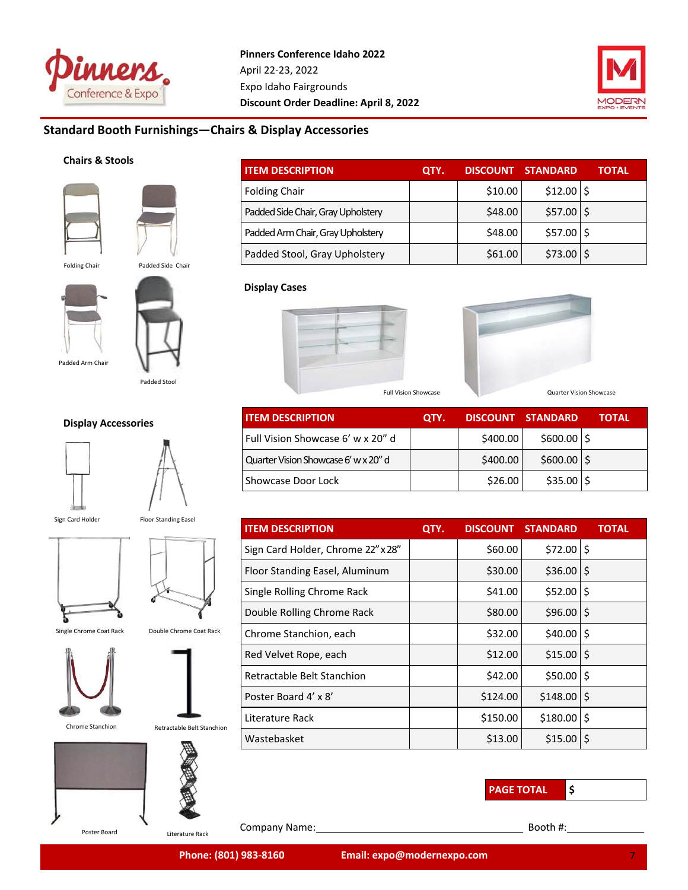**Pinners Conference Idaho 2022**
April 22-23, 2022
Expo Idaho Fairgrounds
**Discount Order Deadline: April 8, 2022**

## Standard Booth Furnishings—Chairs & Display Accessories

### Chairs & Stools

Folding Chair
Padded Side Chair
Padded Arm Chair
Padded Stool

| ITEM DESCRIPTION | QTY. | DISCOUNT | STANDARD | TOTAL |
|---|---|---|---|---|
| Folding Chair | | $10.00 | $12.00 | $ |
| Padded Side Chair, Gray Upholstery | | $48.00 | $57.00 | $ |
| Padded Arm Chair, Gray Upholstery | | $48.00 | $57.00 | $ |
| Padded Stool, Gray Upholstery | | $61.00 | $73.00 | $ |

### Display Cases

Full Vision Showcase
Quarter Vision Showcase

| ITEM DESCRIPTION | QTY. | DISCOUNT | STANDARD | TOTAL |
|---|---|---|---|---|
| Full Vision Showcase 6' w x 20" d | | $400.00 | $600.00 | $ |
| Quarter Vision Showcase 6' w x 20" d | | $400.00 | $600.00 | $ |
| Showcase Door Lock | | $26.00 | $35.00 | $ |

### Display Accessories

Sign Card Holder
Floor Standing Easel
Single Chrome Coat Rack
Double Chrome Coat Rack
Chrome Stanchion
Retractable Belt Stanchion
Poster Board
Literature Rack

| ITEM DESCRIPTION | QTY. | DISCOUNT | STANDARD | TOTAL |
|---|---|---|---|---|
| Sign Card Holder, Chrome 22" x 28" | | $60.00 | $72.00 | $ |
| Floor Standing Easel, Aluminum | | $30.00 | $36.00 | $ |
| Single Rolling Chrome Rack | | $41.00 | $52.00 | $ |
| Double Rolling Chrome Rack | | $80.00 | $96.00 | $ |
| Chrome Stanchion, each | | $32.00 | $40.00 | $ |
| Red Velvet Rope, each | | $12.00 | $15.00 | $ |
| Retractable Belt Stanchion | | $42.00 | $50.00 | $ |
| Poster Board 4' x 8' | | $124.00 | $148.00 | $ |
| Literature Rack | | $150.00 | $180.00 | $ |
| Wastebasket | | $13.00 | $15.00 | $ |

| PAGE TOTAL | $ |
|---|---|

Company Name:\_\_\_\_\_\_\_\_\_\_\_\_\_\_\_\_\_\_\_\_\_\_\_\_\_\_\_\_\_\_ Booth #:\_\_\_\_\_\_\_\_\_\_

**Phone: (801) 983-8160** **Email: expo@modernexpo.com**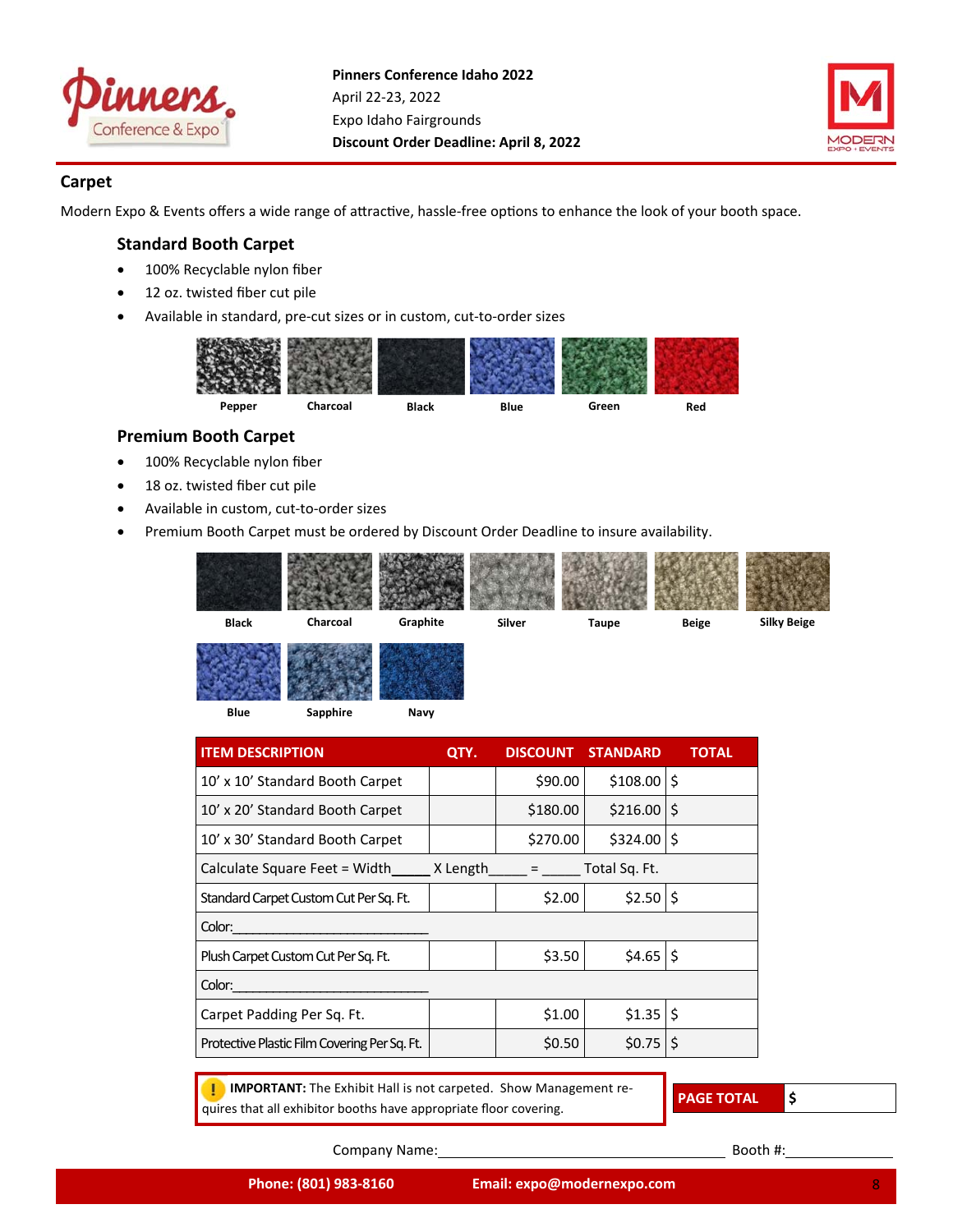**Pinners Conference Idaho 2022**
April 22-23, 2022
Expo Idaho Fairgrounds
**Discount Order Deadline: April 8, 2022**

## Carpet

Modern Expo & Events offers a wide range of attractive, hassle-free options to enhance the look of your booth space.

### Standard Booth Carpet

- 100% Recyclable nylon fiber
- 12 oz. twisted fiber cut pile
- Available in standard, pre-cut sizes or in custom, cut-to-order sizes

Pepper | Charcoal | Black | Blue | Green | Red

### Premium Booth Carpet

- 100% Recyclable nylon fiber
- 18 oz. twisted fiber cut pile
- Available in custom, cut-to-order sizes
- Premium Booth Carpet must be ordered by Discount Order Deadline to insure availability.

Black | Charcoal | Graphite | Silver | Taupe | Beige | Silky Beige

Blue | Sapphire | Navy

| ITEM DESCRIPTION | QTY. | DISCOUNT | STANDARD | TOTAL |
|---|---|---|---|---|
| 10' x 10' Standard Booth Carpet | | $90.00 | $108.00 | $ |
| 10' x 20' Standard Booth Carpet | | $180.00 | $216.00 | $ |
| 10' x 30' Standard Booth Carpet | | $270.00 | $324.00 | $ |
| Calculate Square Feet = Width_____ X Length_____ = _____ Total Sq. Ft. | | | | |
| Standard Carpet Custom Cut Per Sq. Ft. | | $2.00 | $2.50 | $ |
| Color:___________________________ | | | | |
| Plush Carpet Custom Cut Per Sq. Ft. | | $3.50 | $4.65 | $ |
| Color:___________________________ | | | | |
| Carpet Padding Per Sq. Ft. | | $1.00 | $1.35 | $ |
| Protective Plastic Film Covering Per Sq. Ft. | | $0.50 | $0.75 | $ |

**IMPORTANT:** The Exhibit Hall is not carpeted. Show Management requires that all exhibitor booths have appropriate floor covering.

**PAGE TOTAL** | **$**

Company Name:_______________________________ Booth #:______________

**Phone: (801) 983-8160** **Email: expo@modernexpo.com**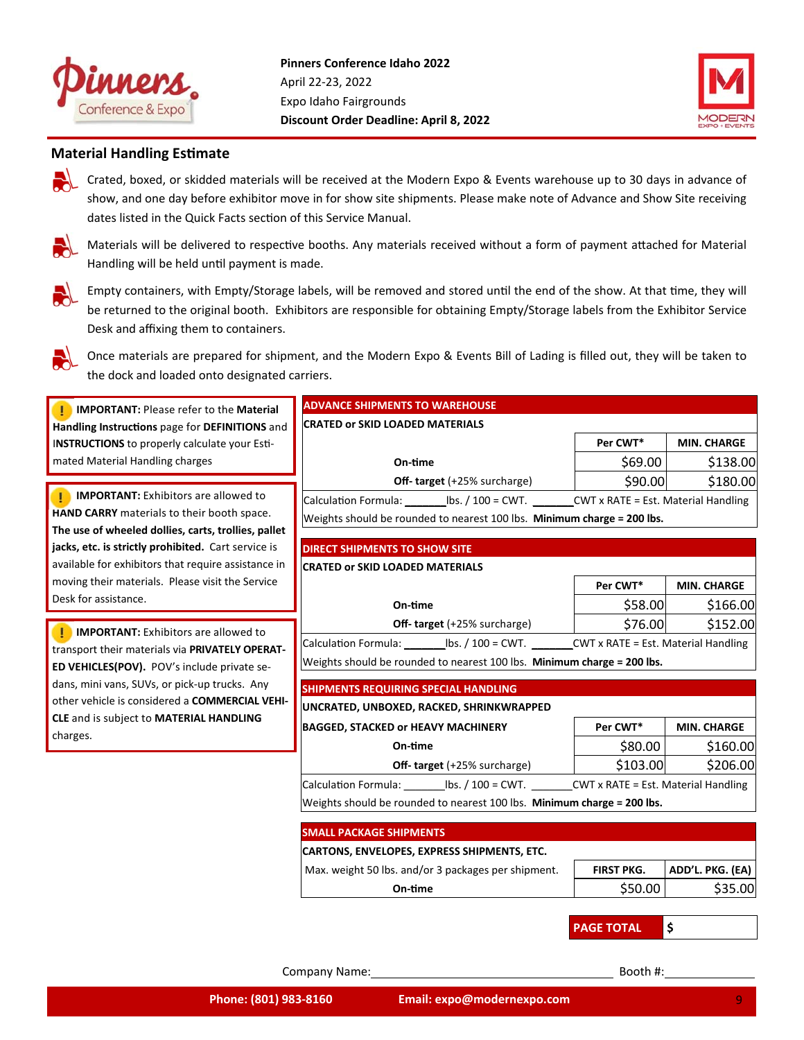**Pinners Conference Idaho 2022**
April 22-23, 2022
Expo Idaho Fairgrounds
**Discount Order Deadline: April 8, 2022**

## Material Handling Estimate

- Crated, boxed, or skidded materials will be received at the Modern Expo & Events warehouse up to 30 days in advance of show, and one day before exhibitor move in for show site shipments. Please make note of Advance and Show Site receiving dates listed in the Quick Facts section of this Service Manual.
- Materials will be delivered to respective booths. Any materials received without a form of payment attached for Material Handling will be held until payment is made.
- Empty containers, with Empty/Storage labels, will be removed and stored until the end of the show. At that time, they will be returned to the original booth. Exhibitors are responsible for obtaining Empty/Storage labels from the Exhibitor Service Desk and affixing them to containers.
- Once materials are prepared for shipment, and the Modern Expo & Events Bill of Lading is filled out, they will be taken to the dock and loaded onto designated carriers.

**IMPORTANT:** Please refer to the **Material Handling Instructions** page for **DEFINITIONS** and **INSTRUCTIONS** to properly calculate your Estimated Material Handling charges

**IMPORTANT:** Exhibitors are allowed to **HAND CARRY** materials to their booth space. **The use of wheeled dollies, carts, trollies, pallet jacks, etc. is strictly prohibited.** Cart service is available for exhibitors that require assistance in moving their materials. Please visit the Service Desk for assistance.

**IMPORTANT:** Exhibitors are allowed to transport their materials via **PRIVATELY OPERATED VEHICLES(POV).** POV's include private sedans, mini vans, SUVs, or pick-up trucks. Any other vehicle is considered a **COMMERCIAL VEHICLE** and is subject to **MATERIAL HANDLING** charges.

**ADVANCE SHIPMENTS TO WAREHOUSE**

**CRATED or SKID LOADED MATERIALS**

| | Per CWT* | MIN. CHARGE |
|---|---|---|
| **On-time** | $69.00 | $138.00 |
| **Off- target** (+25% surcharge) | $90.00 | $180.00 |

Calculation Formula: _______lbs. / 100 = CWT. _______CWT x RATE = Est. Material Handling
Weights should be rounded to nearest 100 lbs. **Minimum charge = 200 lbs.**

**DIRECT SHIPMENTS TO SHOW SITE**

**CRATED or SKID LOADED MATERIALS**

| | Per CWT* | MIN. CHARGE |
|---|---|---|
| **On-time** | $58.00 | $166.00 |
| **Off- target** (+25% surcharge) | $76.00 | $152.00 |

Calculation Formula: _______lbs. / 100 = CWT. _______CWT x RATE = Est. Material Handling
Weights should be rounded to nearest 100 lbs. **Minimum charge = 200 lbs.**

**SHIPMENTS REQUIRING SPECIAL HANDLING**

**UNCRATED, UNBOXED, RACKED, SHRINKWRAPPED**

| **BAGGED, STACKED or HEAVY MACHINERY** | Per CWT* | MIN. CHARGE |
|---|---|---|
| **On-time** | $80.00 | $160.00 |
| **Off- target** (+25% surcharge) | $103.00 | $206.00 |

Calculation Formula: _______lbs. / 100 = CWT. _______CWT x RATE = Est. Material Handling
Weights should be rounded to nearest 100 lbs. **Minimum charge = 200 lbs.**

**SMALL PACKAGE SHIPMENTS**

**CARTONS, ENVELOPES, EXPRESS SHIPMENTS, ETC.**

| Max. weight 50 lbs. and/or 3 packages per shipment. | FIRST PKG. | ADD'L. PKG. (EA) |
|---|---|---|
| **On-time** | $50.00 | $35.00 |

**PAGE TOTAL** $

Company Name:______________________________ Booth #:__________

**Phone: (801) 983-8160** **Email: expo@modernexpo.com**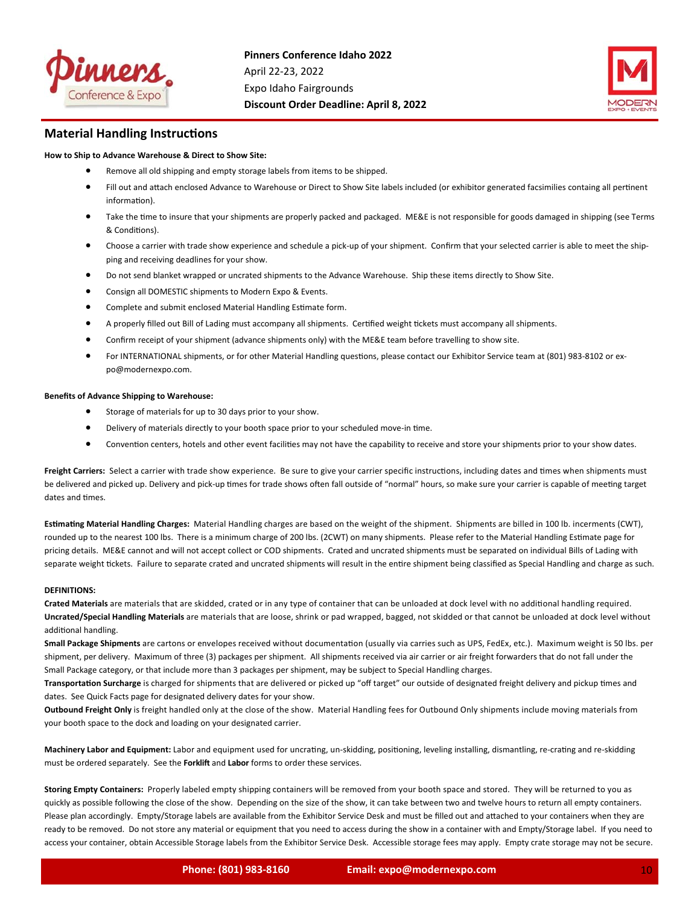## Material Handling Instructions

**How to Ship to Advance Warehouse & Direct to Show Site:**

- Remove all old shipping and empty storage labels from items to be shipped.
- Fill out and attach enclosed Advance to Warehouse or Direct to Show Site labels included (or exhibitor generated facsimilies containg all pertinent information).
- Take the time to insure that your shipments are properly packed and packaged. ME&E is not responsible for goods damaged in shipping (see Terms & Conditions).
- Choose a carrier with trade show experience and schedule a pick-up of your shipment. Confirm that your selected carrier is able to meet the shipping and receiving deadlines for your show.
- Do not send blanket wrapped or uncrated shipments to the Advance Warehouse. Ship these items directly to Show Site.
- Consign all DOMESTIC shipments to Modern Expo & Events.
- Complete and submit enclosed Material Handling Estimate form.
- A properly filled out Bill of Lading must accompany all shipments. Certified weight tickets must accompany all shipments.
- Confirm receipt of your shipment (advance shipments only) with the ME&E team before travelling to show site.
- For INTERNATIONAL shipments, or for other Material Handling questions, please contact our Exhibitor Service team at (801) 983-8102 or expo@modernexpo.com.

**Benefits of Advance Shipping to Warehouse:**

- Storage of materials for up to 30 days prior to your show.
- Delivery of materials directly to your booth space prior to your scheduled move-in time.
- Convention centers, hotels and other event facilities may not have the capability to receive and store your shipments prior to your show dates.

**Freight Carriers:** Select a carrier with trade show experience. Be sure to give your carrier specific instructions, including dates and times when shipments must be delivered and picked up. Delivery and pick-up times for trade shows often fall outside of "normal" hours, so make sure your carrier is capable of meeting target dates and times.

**Estimating Material Handling Charges:** Material Handling charges are based on the weight of the shipment. Shipments are billed in 100 lb. incerments (CWT), rounded up to the nearest 100 lbs. There is a minimum charge of 200 lbs. (2CWT) on many shipments. Please refer to the Material Handling Estimate page for pricing details. ME&E cannot and will not accept collect or COD shipments. Crated and uncrated shipments must be separated on individual Bills of Lading with separate weight tickets. Failure to separate crated and uncrated shipments will result in the entire shipment being classified as Special Handling and charge as such.

**DEFINITIONS:**

**Crated Materials** are materials that are skidded, crated or in any type of container that can be unloaded at dock level with no additional handling required.
**Uncrated/Special Handling Materials** are materials that are loose, shrink or pad wrapped, bagged, not skidded or that cannot be unloaded at dock level without additional handling.
**Small Package Shipments** are cartons or envelopes received without documentation (usually via carries such as UPS, FedEx, etc.). Maximum weight is 50 lbs. per shipment, per delivery. Maximum of three (3) packages per shipment. All shipments received via air carrier or air freight forwarders that do not fall under the Small Package category, or that include more than 3 packages per shipment, may be subject to Special Handling charges.
**Transportation Surcharge** is charged for shipments that are delivered or picked up "off target" our outside of designated freight delivery and pickup times and dates. See Quick Facts page for designated delivery dates for your show.
**Outbound Freight Only** is freight handled only at the close of the show. Material Handling fees for Outbound Only shipments include moving materials from your booth space to the dock and loading on your designated carrier.

**Machinery Labor and Equipment:** Labor and equipment used for uncrating, un-skidding, positioning, leveling installing, dismantling, re-crating and re-skidding must be ordered separately. See the **Forklift** and **Labor** forms to order these services.

**Storing Empty Containers:** Properly labeled empty shipping containers will be removed from your booth space and stored. They will be returned to you as quickly as possible following the close of the show. Depending on the size of the show, it can take between two and twelve hours to return all empty containers. Please plan accordingly. Empty/Storage labels are available from the Exhibitor Service Desk and must be filled out and attached to your containers when they are ready to be removed. Do not store any material or equipment that you need to access during the show in a container with and Empty/Storage label. If you need to access your container, obtain Accessible Storage labels from the Exhibitor Service Desk. Accessible storage fees may apply. Empty crate storage may not be secure.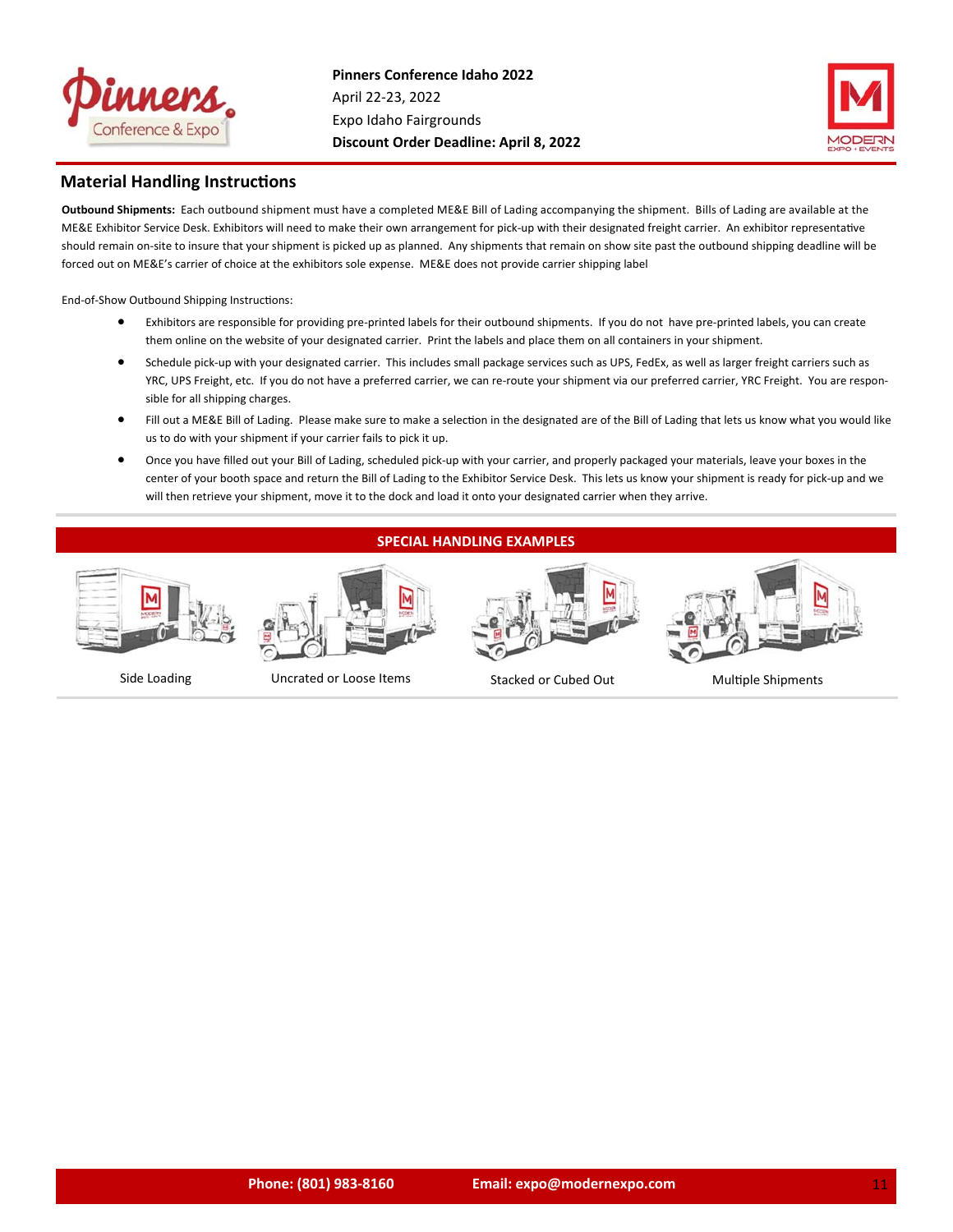Pinners Conference Idaho 2022
April 22-23, 2022
Expo Idaho Fairgrounds
**Discount Order Deadline: April 8, 2022**

## Material Handling Instructions

**Outbound Shipments:** Each outbound shipment must have a completed ME&E Bill of Lading accompanying the shipment. Bills of Lading are available at the ME&E Exhibitor Service Desk. Exhibitors will need to make their own arrangement for pick-up with their designated freight carrier. An exhibitor representative should remain on-site to insure that your shipment is picked up as planned. Any shipments that remain on show site past the outbound shipping deadline will be forced out on ME&E's carrier of choice at the exhibitors sole expense. ME&E does not provide carrier shipping label

End-of-Show Outbound Shipping Instructions:

- Exhibitors are responsible for providing pre-printed labels for their outbound shipments. If you do not have pre-printed labels, you can create them online on the website of your designated carrier. Print the labels and place them on all containers in your shipment.
- Schedule pick-up with your designated carrier. This includes small package services such as UPS, FedEx, as well as larger freight carriers such as YRC, UPS Freight, etc. If you do not have a preferred carrier, we can re-route your shipment via our preferred carrier, YRC Freight. You are responsible for all shipping charges.
- Fill out a ME&E Bill of Lading. Please make sure to make a selection in the designated are of the Bill of Lading that lets us know what you would like us to do with your shipment if your carrier fails to pick it up.
- Once you have filled out your Bill of Lading, scheduled pick-up with your carrier, and properly packaged your materials, leave your boxes in the center of your booth space and return the Bill of Lading to the Exhibitor Service Desk. This lets us know your shipment is ready for pick-up and we will then retrieve your shipment, move it to the dock and load it onto your designated carrier when they arrive.

**SPECIAL HANDLING EXAMPLES**

Side Loading

Uncrated or Loose Items

Stacked or Cubed Out

Multiple Shipments

**Phone: (801) 983-8160** **Email: expo@modernexpo.com**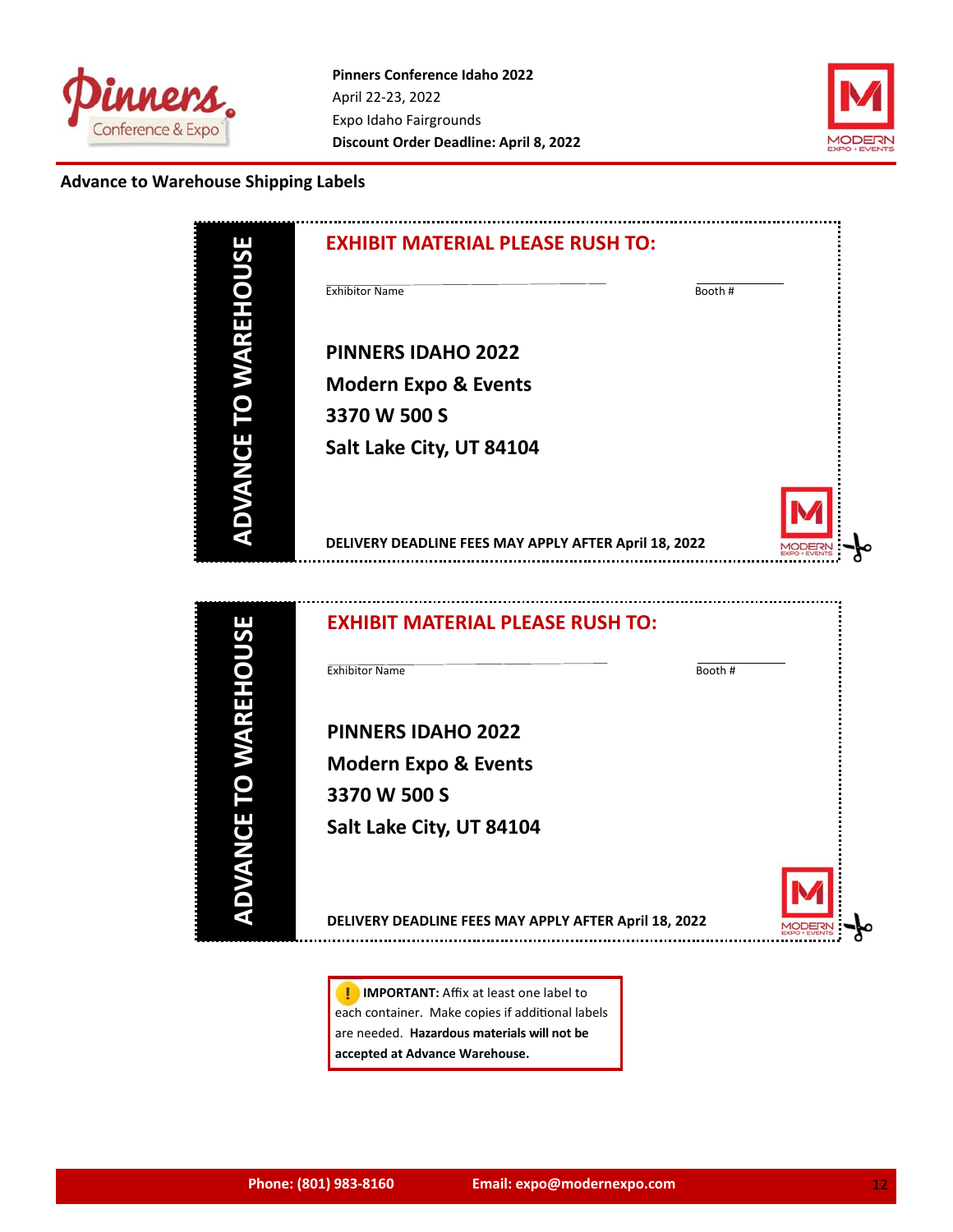**Pinners Conference Idaho 2022**
April 22-23, 2022
Expo Idaho Fairgrounds
**Discount Order Deadline: April 8, 2022**

## Advance to Warehouse Shipping Labels

**ADVANCE TO WAREHOUSE**

**EXHIBIT MATERIAL PLEASE RUSH TO:**

Exhibitor Name ______________________ Booth # ________

**PINNERS IDAHO 2022**
**Modern Expo & Events**
**3370 W 500 S**
**Salt Lake City, UT 84104**

**DELIVERY DEADLINE FEES MAY APPLY AFTER April 18, 2022**

---

**ADVANCE TO WAREHOUSE**

**EXHIBIT MATERIAL PLEASE RUSH TO:**

Exhibitor Name ______________________ Booth # ________

**PINNERS IDAHO 2022**
**Modern Expo & Events**
**3370 W 500 S**
**Salt Lake City, UT 84104**

**DELIVERY DEADLINE FEES MAY APPLY AFTER April 18, 2022**

---

**IMPORTANT:** Affix at least one label to each container. Make copies if additional labels are needed. **Hazardous materials will not be accepted at Advance Warehouse.**

**Phone: (801) 983-8160** **Email: expo@modernexpo.com**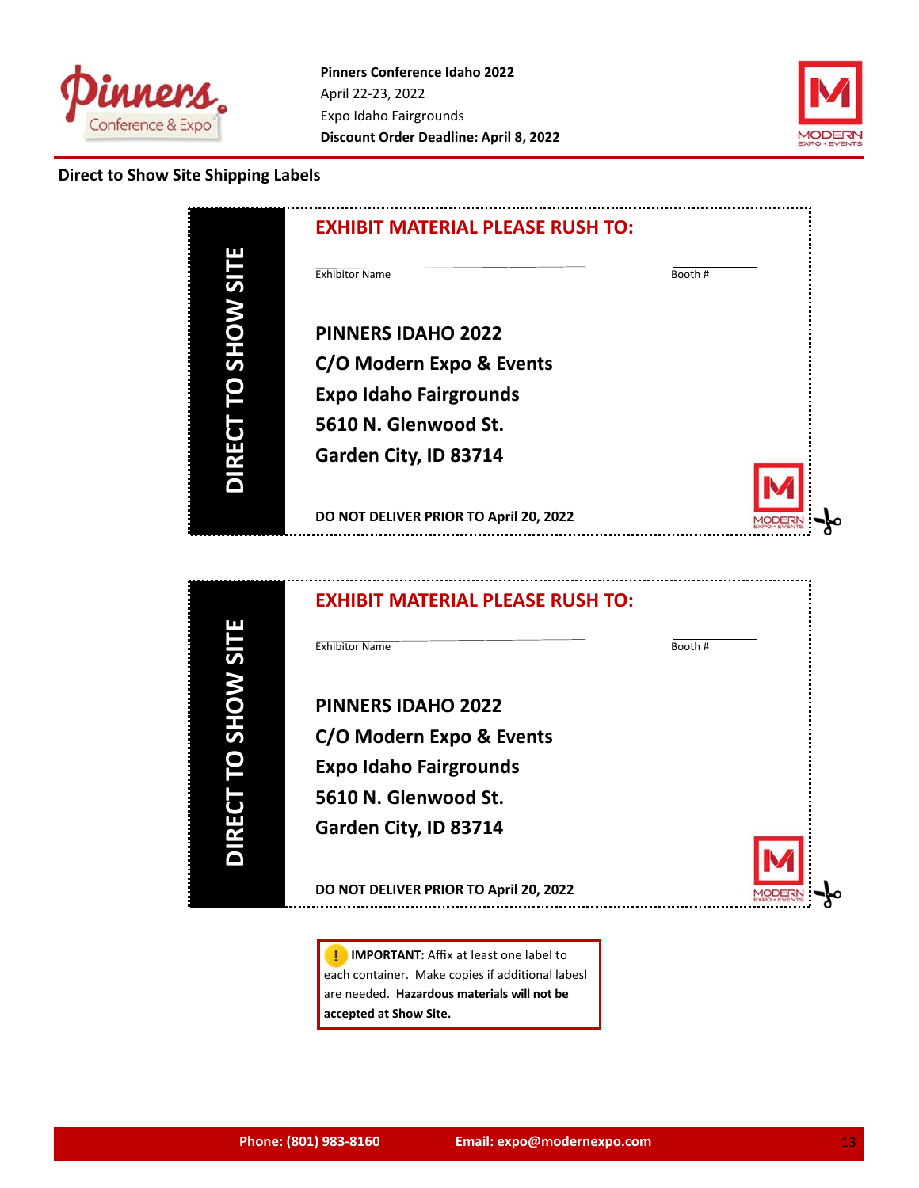**Pinners Conference Idaho 2022**
April 22-23, 2022
Expo Idaho Fairgrounds
**Discount Order Deadline: April 8, 2022**

## Direct to Show Site Shipping Labels

**DIRECT TO SHOW SITE**

**EXHIBIT MATERIAL PLEASE RUSH TO:**

Exhibitor Name ______________________ Booth # __________

**PINNERS IDAHO 2022**
**C/O Modern Expo & Events**
**Expo Idaho Fairgrounds**
**5610 N. Glenwood St.**
**Garden City, ID 83714**

**DO NOT DELIVER PRIOR TO April 20, 2022**

---

**DIRECT TO SHOW SITE**

**EXHIBIT MATERIAL PLEASE RUSH TO:**

Exhibitor Name ______________________ Booth # __________

**PINNERS IDAHO 2022**
**C/O Modern Expo & Events**
**Expo Idaho Fairgrounds**
**5610 N. Glenwood St.**
**Garden City, ID 83714**

**DO NOT DELIVER PRIOR TO April 20, 2022**

---

**IMPORTANT:** Affix at least one label to each container. Make copies if additional labesl are needed. **Hazardous materials will not be accepted at Show Site.**

**Phone: (801) 983-8160** **Email: expo@modernexpo.com**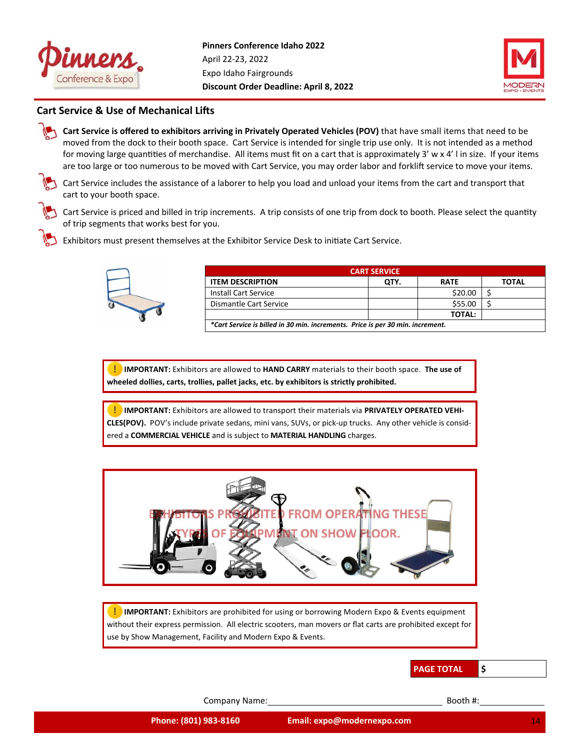Pinners Conference Idaho 2022
April 22-23, 2022
Expo Idaho Fairgrounds
**Discount Order Deadline: April 8, 2022**

## Cart Service & Use of Mechanical Lifts

- **Cart Service is offered to exhibitors arriving in Privately Operated Vehicles (POV)** that have small items that need to be moved from the dock to their booth space. Cart Service is intended for single trip use only. It is not intended as a method for moving large quantities of merchandise. All items must fit on a cart that is approximately 3' w x 4' l in size. If your items are too large or too numerous to be moved with Cart Service, you may order labor and forklift service to move your items.
- Cart Service includes the assistance of a laborer to help you load and unload your items from the cart and transport that cart to your booth space.
- Cart Service is priced and billed in trip increments. A trip consists of one trip from dock to booth. Please select the quantity of trip segments that works best for you.
- Exhibitors must present themselves at the Exhibitor Service Desk to initiate Cart Service.

| CART SERVICE | | | |
|---|---|---|---|
| **ITEM DESCRIPTION** | **QTY.** | **RATE** | **TOTAL** |
| Install Cart Service | | $20.00 | $ |
| Dismantle Cart Service | | $55.00 | $ |
| | | **TOTAL:** | |
| ***Cart Service is billed in 30 min. increments. Price is per 30 min. increment.*** | | | |

**IMPORTANT:** Exhibitors are allowed to **HAND CARRY** materials to their booth space. **The use of wheeled dollies, carts, trollies, pallet jacks, etc. by exhibitors is strictly prohibited.**

**IMPORTANT:** Exhibitors are allowed to transport their materials via **PRIVATELY OPERATED VEHICLES(POV).** POV's include private sedans, mini vans, SUVs, or pick-up trucks. Any other vehicle is considered a **COMMERCIAL VEHICLE** and is subject to **MATERIAL HANDLING** charges.

EXHIBITORS PROHIBITED FROM OPERATING THESE TYPES OF EQUIPMENT ON SHOW FLOOR.

**IMPORTANT:** Exhibitors are prohibited for using or borrowing Modern Expo & Events equipment without their express permission. All electric scooters, man movers or flat carts are prohibited except for use by Show Management, Facility and Modern Expo & Events.

| **PAGE TOTAL** | **$** |
|---|---|

Company Name:______________________ Booth #:__________

**Phone: (801) 983-8160** **Email: expo@modernexpo.com**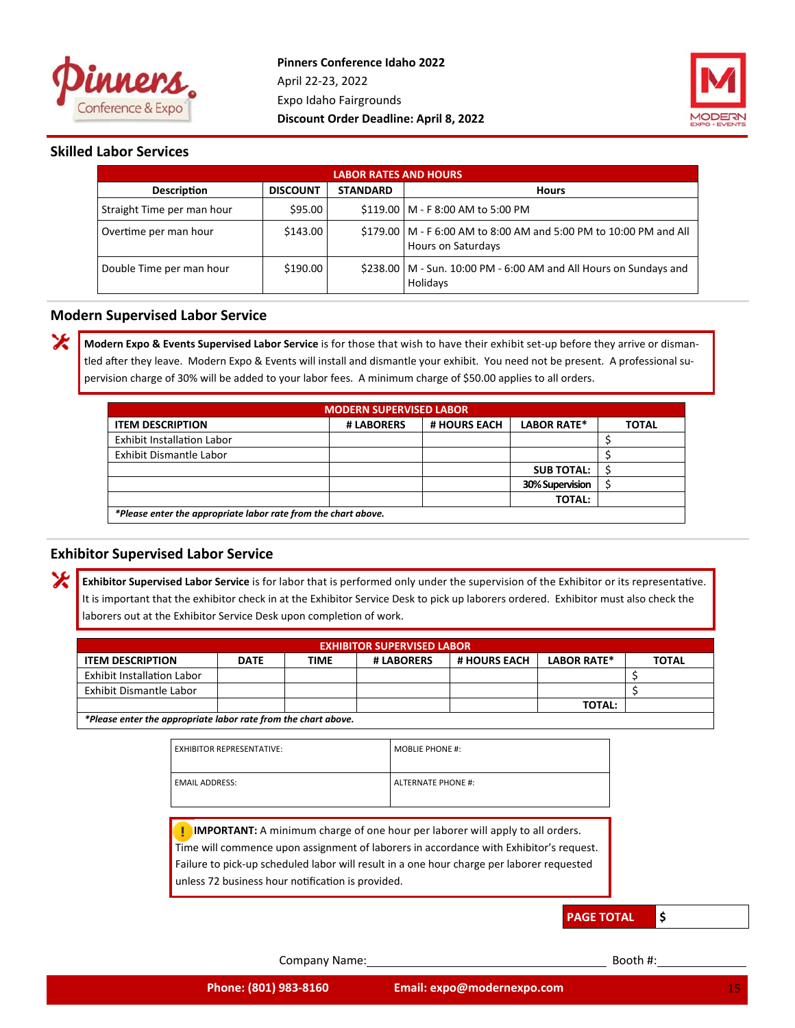**Pinners Conference Idaho 2022**
April 22-23, 2022
Expo Idaho Fairgrounds
**Discount Order Deadline: April 8, 2022**

## Skilled Labor Services

| LABOR RATES AND HOURS | | | |
|---|---|---|---|
| **Description** | **DISCOUNT** | **STANDARD** | **Hours** |
| Straight Time per man hour | $95.00 | $119.00 | M - F 8:00 AM to 5:00 PM |
| Overtime per man hour | $143.00 | $179.00 | M - F 6:00 AM to 8:00 AM and 5:00 PM to 10:00 PM and All Hours on Saturdays |
| Double Time per man hour | $190.00 | $238.00 | M - Sun. 10:00 PM - 6:00 AM and All Hours on Sundays and Holidays |

## Modern Supervised Labor Service

**Modern Expo & Events Supervised Labor Service** is for those that wish to have their exhibit set-up before they arrive or dismantled after they leave. Modern Expo & Events will install and dismantle your exhibit. You need not be present. A professional supervision charge of 30% will be added to your labor fees. A minimum charge of $50.00 applies to all orders.

| MODERN SUPERVISED LABOR | | | | |
|---|---|---|---|---|
| **ITEM DESCRIPTION** | **# LABORERS** | **# HOURS EACH** | **LABOR RATE*** | **TOTAL** |
| Exhibit Installation Labor | | | | $ |
| Exhibit Dismantle Labor | | | | $ |
| | | | **SUB TOTAL:** | $ |
| | | | **30% Supervision** | $ |
| | | | **TOTAL:** | |
| ***Please enter the appropriate labor rate from the chart above.** | | | | |

## Exhibitor Supervised Labor Service

**Exhibitor Supervised Labor Service** is for labor that is performed only under the supervision of the Exhibitor or its representative. It is important that the exhibitor check in at the Exhibitor Service Desk to pick up laborers ordered. Exhibitor must also check the laborers out at the Exhibitor Service Desk upon completion of work.

| EXHIBITOR SUPERVISED LABOR | | | | | | |
|---|---|---|---|---|---|---|
| **ITEM DESCRIPTION** | **DATE** | **TIME** | **# LABORERS** | **# HOURS EACH** | **LABOR RATE*** | **TOTAL** |
| Exhibit Installation Labor | | | | | | $ |
| Exhibit Dismantle Labor | | | | | | $ |
| | | | | | **TOTAL:** | |
| ***Please enter the appropriate labor rate from the chart above.** | | | | | | |

| EXHIBITOR REPRESENTATIVE: | MOBLIE PHONE #: |
|---|---|
| EMAIL ADDRESS: | ALTERNATE PHONE #: |

**IMPORTANT:** A minimum charge of one hour per laborer will apply to all orders. Time will commence upon assignment of laborers in accordance with Exhibitor's request. Failure to pick-up scheduled labor will result in a one hour charge per laborer requested unless 72 business hour notification is provided.

**PAGE TOTAL** $

Company Name:______________________ Booth #:__________

**Phone: (801) 983-8160** **Email: expo@modernexpo.com**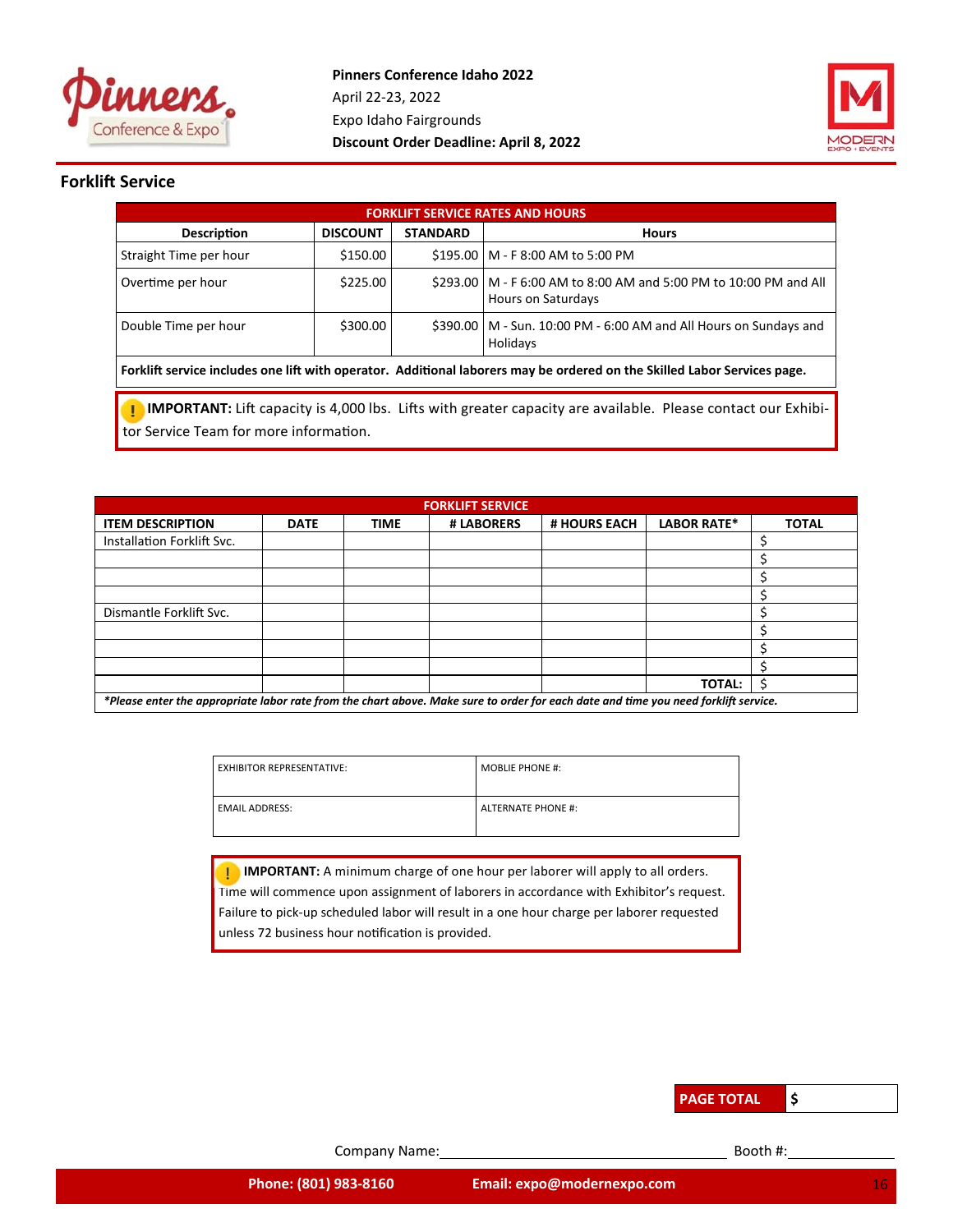Pinners Conference Idaho 2022
April 22-23, 2022
Expo Idaho Fairgrounds
**Discount Order Deadline: April 8, 2022**

## Forklift Service

| FORKLIFT SERVICE RATES AND HOURS | | | |
|---|---|---|---|
| **Description** | **DISCOUNT** | **STANDARD** | **Hours** |
| Straight Time per hour | $150.00 | $195.00 | M - F 8:00 AM to 5:00 PM |
| Overtime per hour | $225.00 | $293.00 | M - F 6:00 AM to 8:00 AM and 5:00 PM to 10:00 PM and All Hours on Saturdays |
| Double Time per hour | $300.00 | $390.00 | M - Sun. 10:00 PM - 6:00 AM and All Hours on Sundays and Holidays |
| **Forklift service includes one lift with operator. Additional laborers may be ordered on the Skilled Labor Services page.** | | | |

**IMPORTANT:** Lift capacity is 4,000 lbs. Lifts with greater capacity are available. Please contact our Exhibitor Service Team for more information.

| FORKLIFT SERVICE | | | | | | |
|---|---|---|---|---|---|---|
| **ITEM DESCRIPTION** | **DATE** | **TIME** | **# LABORERS** | **# HOURS EACH** | **LABOR RATE*** | **TOTAL** |
| Installation Forklift Svc. | | | | | | $ |
| | | | | | | $ |
| | | | | | | $ |
| | | | | | | $ |
| Dismantle Forklift Svc. | | | | | | $ |
| | | | | | | $ |
| | | | | | | $ |
| | | | | | | $ |
| | | | | | **TOTAL:** | $ |

****Please enter the appropriate labor rate from the chart above. Make sure to order for each date and time you need forklift service.***

| EXHIBITOR REPRESENTATIVE: | MOBLIE PHONE #: |
|---|---|
| EMAIL ADDRESS: | ALTERNATE PHONE #: |

**IMPORTANT:** A minimum charge of one hour per laborer will apply to all orders. Time will commence upon assignment of laborers in accordance with Exhibitor's request. Failure to pick-up scheduled labor will result in a one hour charge per laborer requested unless 72 business hour notification is provided.

| **PAGE TOTAL** | **$** |
|---|---|

Company Name:\_\_\_\_\_\_\_\_\_\_\_\_\_\_\_\_\_\_\_\_ Booth #:\_\_\_\_\_\_\_\_

**Phone: (801) 983-8160** **Email: expo@modernexpo.com**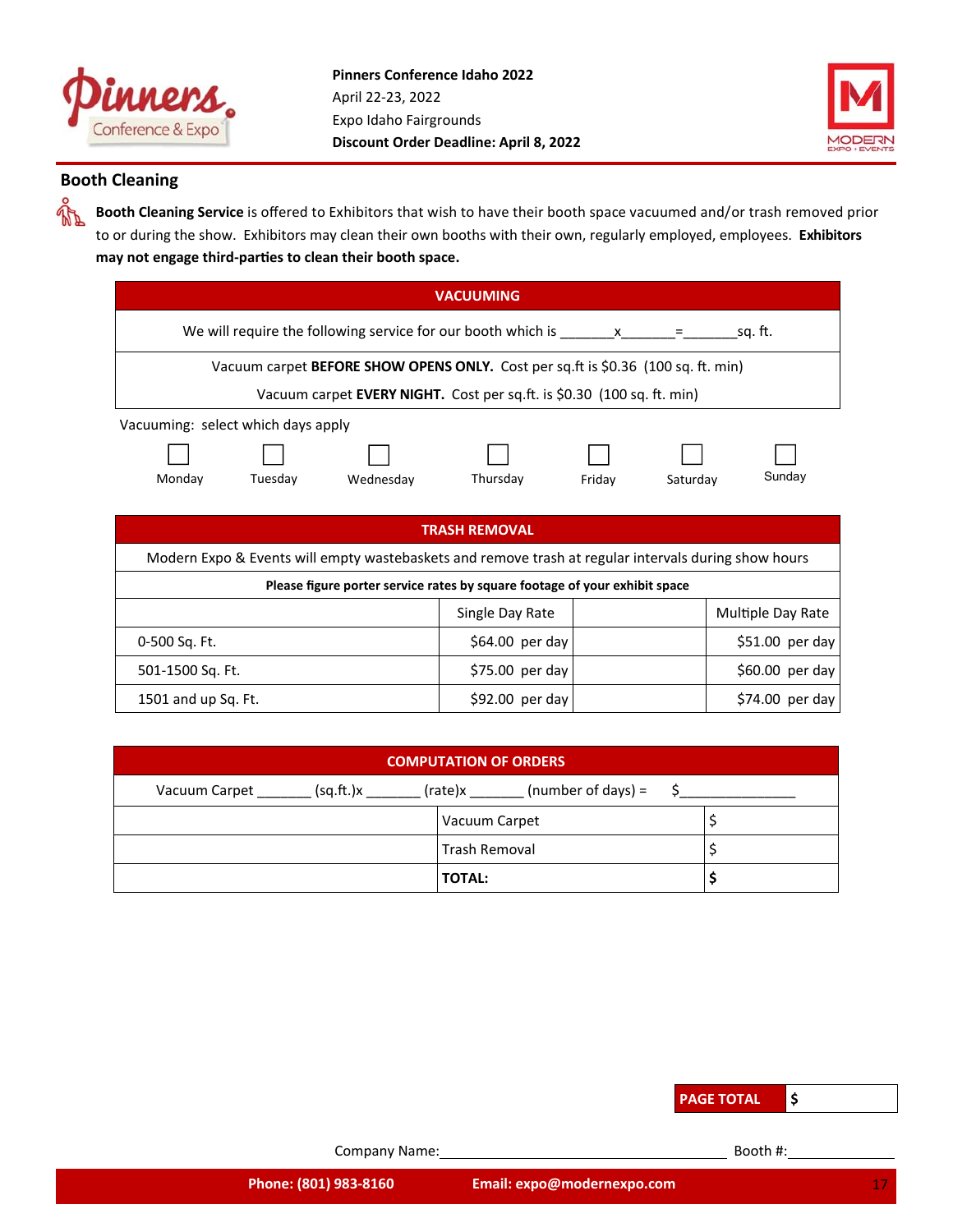**Pinners Conference Idaho 2022**
April 22-23, 2022
Expo Idaho Fairgrounds
**Discount Order Deadline: April 8, 2022**

## Booth Cleaning

**Booth Cleaning Service** is offered to Exhibitors that wish to have their booth space vacuumed and/or trash removed prior to or during the show. Exhibitors may clean their own booths with their own, regularly employed, employees. **Exhibitors may not engage third-parties to clean their booth space.**

| VACUUMING |
|---|
| We will require the following service for our booth which is _______x_______=_______sq. ft. |
| Vacuum carpet **BEFORE SHOW OPENS ONLY.** Cost per sq.ft is $0.36 (100 sq. ft. min)<br>Vacuum carpet **EVERY NIGHT.** Cost per sq.ft. is $0.30 (100 sq. ft. min) |

Vacuuming: select which days apply

☐ Monday ☐ Tuesday ☐ Wednesday ☐ Thursday ☐ Friday ☐ Saturday ☐ Sunday

| TRASH REMOVAL | | | |
|---|---|---|---|
| Modern Expo & Events will empty wastebaskets and remove trash at regular intervals during show hours | | | |
| **Please figure porter service rates by square footage of your exhibit space** | | | |
| | Single Day Rate | | Multiple Day Rate |
| 0-500 Sq. Ft. | $64.00 per day | | $51.00 per day |
| 501-1500 Sq. Ft. | $75.00 per day | | $60.00 per day |
| 1501 and up Sq. Ft. | $92.00 per day | | $74.00 per day |

| COMPUTATION OF ORDERS | | |
|---|---|---|
| Vacuum Carpet _______ (sq.ft.)x _______ (rate)x _______ (number of days) = $_______________ | | |
| | Vacuum Carpet | $ |
| | Trash Removal | $ |
| | **TOTAL:** | **$** |

| **PAGE TOTAL** | **$** |
|---|---|

Company Name:_______________________________________ Booth #:_____________

**Phone: (801) 983-8160** **Email: expo@modernexpo.com**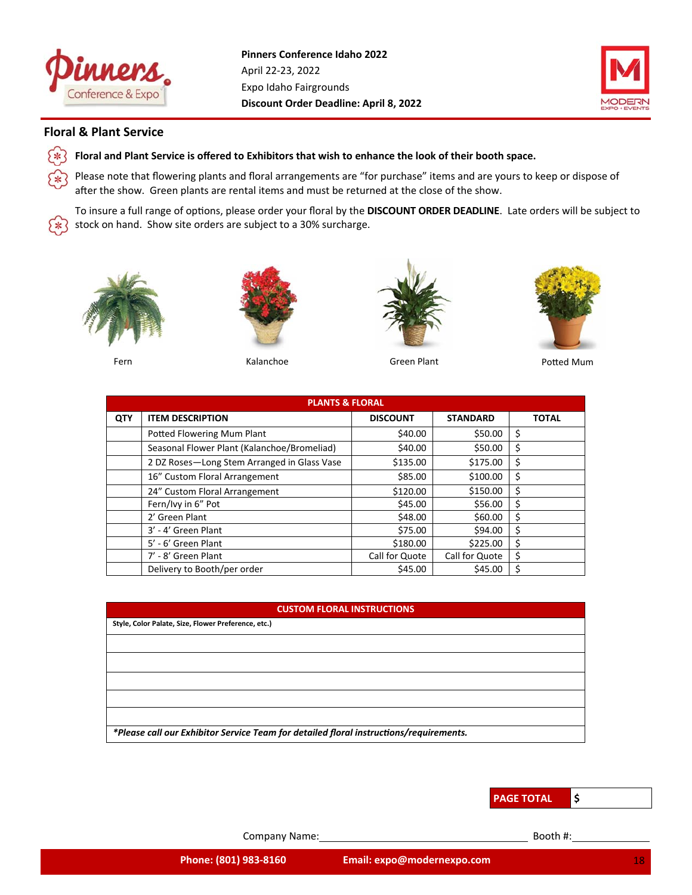**Pinners Conference Idaho 2022**
April 22-23, 2022
Expo Idaho Fairgrounds
**Discount Order Deadline: April 8, 2022**

## Floral & Plant Service

- **Floral and Plant Service is offered to Exhibitors that wish to enhance the look of their booth space.**
- Please note that flowering plants and floral arrangements are "for purchase" items and are yours to keep or dispose of after the show. Green plants are rental items and must be returned at the close of the show.
- To insure a full range of options, please order your floral by the **DISCOUNT ORDER DEADLINE**. Late orders will be subject to stock on hand. Show site orders are subject to a 30% surcharge.

Fern | Kalanchoe | Green Plant | Potted Mum

| PLANTS & FLORAL | | | | |
|---|---|---|---|---|
| **QTY** | **ITEM DESCRIPTION** | **DISCOUNT** | **STANDARD** | **TOTAL** |
| | Potted Flowering Mum Plant | $40.00 | $50.00 | $ |
| | Seasonal Flower Plant (Kalanchoe/Bromeliad) | $40.00 | $50.00 | $ |
| | 2 DZ Roses—Long Stem Arranged in Glass Vase | $135.00 | $175.00 | $ |
| | 16" Custom Floral Arrangement | $85.00 | $100.00 | $ |
| | 24" Custom Floral Arrangement | $120.00 | $150.00 | $ |
| | Fern/Ivy in 6" Pot | $45.00 | $56.00 | $ |
| | 2' Green Plant | $48.00 | $60.00 | $ |
| | 3' - 4' Green Plant | $75.00 | $94.00 | $ |
| | 5' - 6' Green Plant | $180.00 | $225.00 | $ |
| | 7' - 8' Green Plant | Call for Quote | Call for Quote | $ |
| | Delivery to Booth/per order | $45.00 | $45.00 | $ |

| CUSTOM FLORAL INSTRUCTIONS |
|---|
| **Style, Color Palate, Size, Flower Preference, etc.)** |
| |
| |
| |
| |
| |
| ***Please call our Exhibitor Service Team for detailed floral instructions/requirements.*** |

**PAGE TOTAL** $

Company Name:______________________ Booth #:__________

**Phone: (801) 983-8160** **Email: expo@modernexpo.com**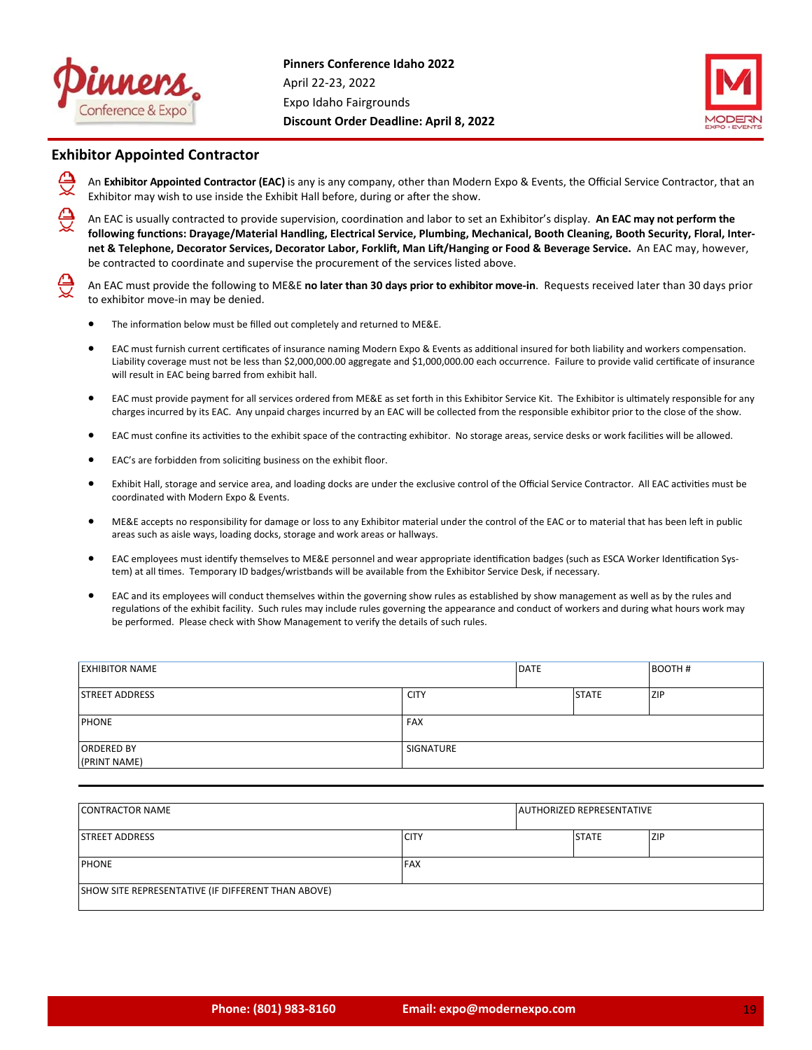Pinners Conference Idaho 2022
April 22-23, 2022
Expo Idaho Fairgrounds
**Discount Order Deadline: April 8, 2022**

## Exhibitor Appointed Contractor

An **Exhibitor Appointed Contractor (EAC)** is any is any company, other than Modern Expo & Events, the Official Service Contractor, that an Exhibitor may wish to use inside the Exhibit Hall before, during or after the show.

An EAC is usually contracted to provide supervision, coordination and labor to set an Exhibitor's display. **An EAC may not perform the following functions: Drayage/Material Handling, Electrical Service, Plumbing, Mechanical, Booth Cleaning, Booth Security, Floral, Internet & Telephone, Decorator Services, Decorator Labor, Forklift, Man Lift/Hanging or Food & Beverage Service.** An EAC may, however, be contracted to coordinate and supervise the procurement of the services listed above.

An EAC must provide the following to ME&E **no later than 30 days prior to exhibitor move-in**. Requests received later than 30 days prior to exhibitor move-in may be denied.

- The information below must be filled out completely and returned to ME&E.
- EAC must furnish current certificates of insurance naming Modern Expo & Events as additional insured for both liability and workers compensation. Liability coverage must not be less than $2,000,000.00 aggregate and $1,000,000.00 each occurrence. Failure to provide valid certificate of insurance will result in EAC being barred from exhibit hall.
- EAC must provide payment for all services ordered from ME&E as set forth in this Exhibitor Service Kit. The Exhibitor is ultimately responsible for any charges incurred by its EAC. Any unpaid charges incurred by an EAC will be collected from the responsible exhibitor prior to the close of the show.
- EAC must confine its activities to the exhibit space of the contracting exhibitor. No storage areas, service desks or work facilities will be allowed.
- EAC's are forbidden from soliciting business on the exhibit floor.
- Exhibit Hall, storage and service area, and loading docks are under the exclusive control of the Official Service Contractor. All EAC activities must be coordinated with Modern Expo & Events.
- ME&E accepts no responsibility for damage or loss to any Exhibitor material under the control of the EAC or to material that has been left in public areas such as aisle ways, loading docks, storage and work areas or hallways.
- EAC employees must identify themselves to ME&E personnel and wear appropriate identification badges (such as ESCA Worker Identification System) at all times. Temporary ID badges/wristbands will be available from the Exhibitor Service Desk, if necessary.
- EAC and its employees will conduct themselves within the governing show rules as established by show management as well as by the rules and regulations of the exhibit facility. Such rules may include rules governing the appearance and conduct of workers and during what hours work may be performed. Please check with Show Management to verify the details of such rules.

| EXHIBITOR NAME | | DATE | BOOTH # |
|---|---|---|---|
| STREET ADDRESS | CITY | STATE | ZIP |
| PHONE | FAX | | |
| ORDERED BY (PRINT NAME) | SIGNATURE | | |

| CONTRACTOR NAME | | AUTHORIZED REPRESENTATIVE | |
|---|---|---|---|
| STREET ADDRESS | CITY | STATE | ZIP |
| PHONE | FAX | | |
| SHOW SITE REPRESENTATIVE (IF DIFFERENT THAN ABOVE) | | | |

Phone: (801) 983-8160 Email: expo@modernexpo.com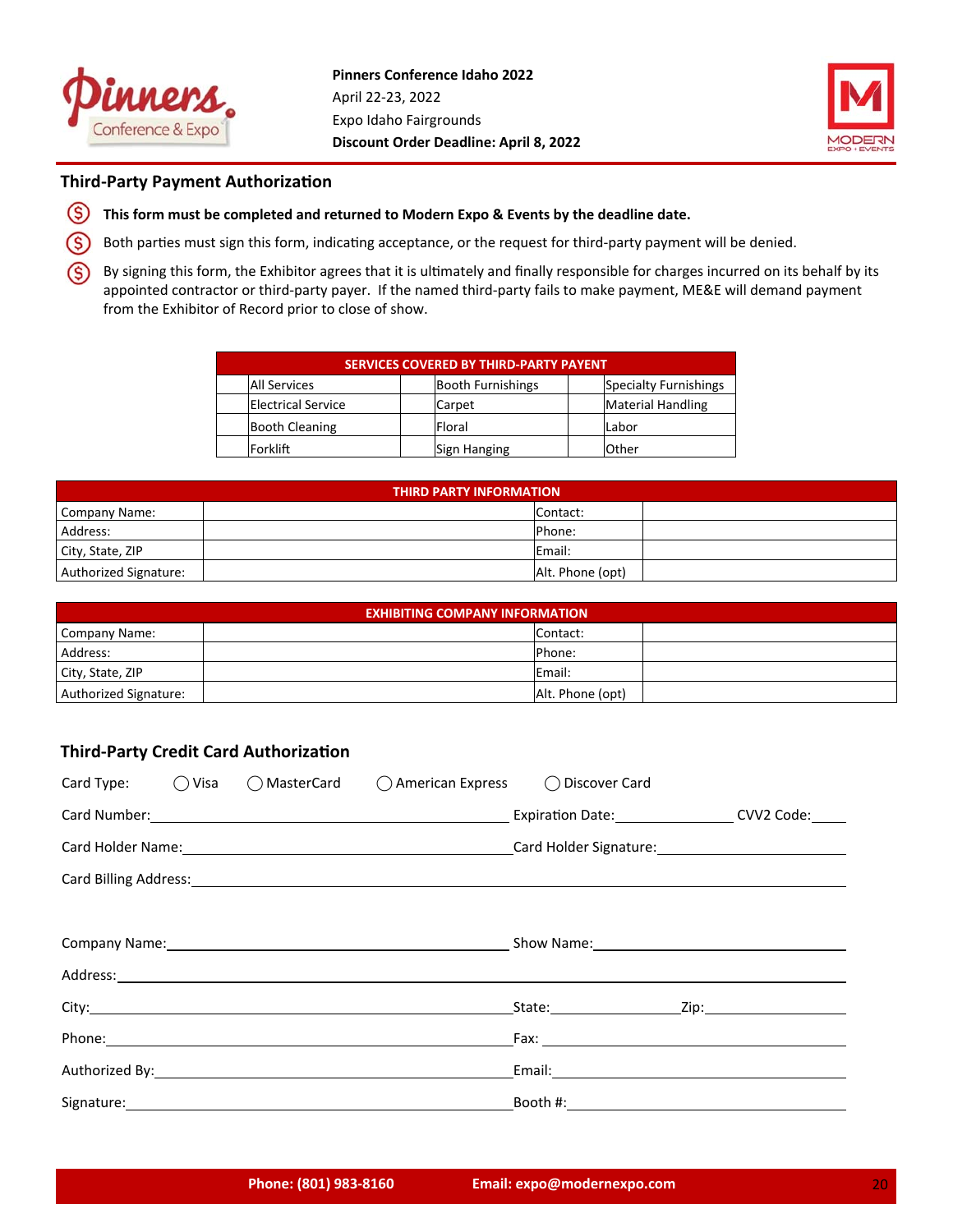**Pinners Conference Idaho 2022**
April 22-23, 2022
Expo Idaho Fairgrounds
**Discount Order Deadline: April 8, 2022**

## Third-Party Payment Authorization

- **This form must be completed and returned to Modern Expo & Events by the deadline date.**
- Both parties must sign this form, indicating acceptance, or the request for third-party payment will be denied.
- By signing this form, the Exhibitor agrees that it is ultimately and finally responsible for charges incurred on its behalf by its appointed contractor or third-party payer. If the named third-party fails to make payment, ME&E will demand payment from the Exhibitor of Record prior to close of show.

| SERVICES COVERED BY THIRD-PARTY PAYENT | | | | | |
|---|---|---|---|---|---|
| | All Services | | Booth Furnishings | | Specialty Furnishings |
| | Electrical Service | | Carpet | | Material Handling |
| | Booth Cleaning | | Floral | | Labor |
| | Forklift | | Sign Hanging | | Other |

| THIRD PARTY INFORMATION | | | |
|---|---|---|---|
| Company Name: | | Contact: | |
| Address: | | Phone: | |
| City, State, ZIP | | Email: | |
| Authorized Signature: | | Alt. Phone (opt) | |

| EXHIBITING COMPANY INFORMATION | | | |
|---|---|---|---|
| Company Name: | | Contact: | |
| Address: | | Phone: | |
| City, State, ZIP | | Email: | |
| Authorized Signature: | | Alt. Phone (opt) | |

## Third-Party Credit Card Authorization

Card Type: ◯ Visa ◯ MasterCard ◯ American Express ◯ Discover Card

Card Number: ______________________ Expiration Date: __________ CVV2 Code: ____

Card Holder Name: ______________________ Card Holder Signature: ______________________

Card Billing Address: ______________________________________________

Company Name: ______________________ Show Name: ______________________

Address: ______________________________________________

City: ______________________ State: __________ Zip: __________

Phone: ______________________ Fax: ______________________

Authorized By: ______________________ Email: ______________________

Signature: ______________________ Booth #: ______________________

**Phone: (801) 983-8160** **Email: expo@modernexpo.com**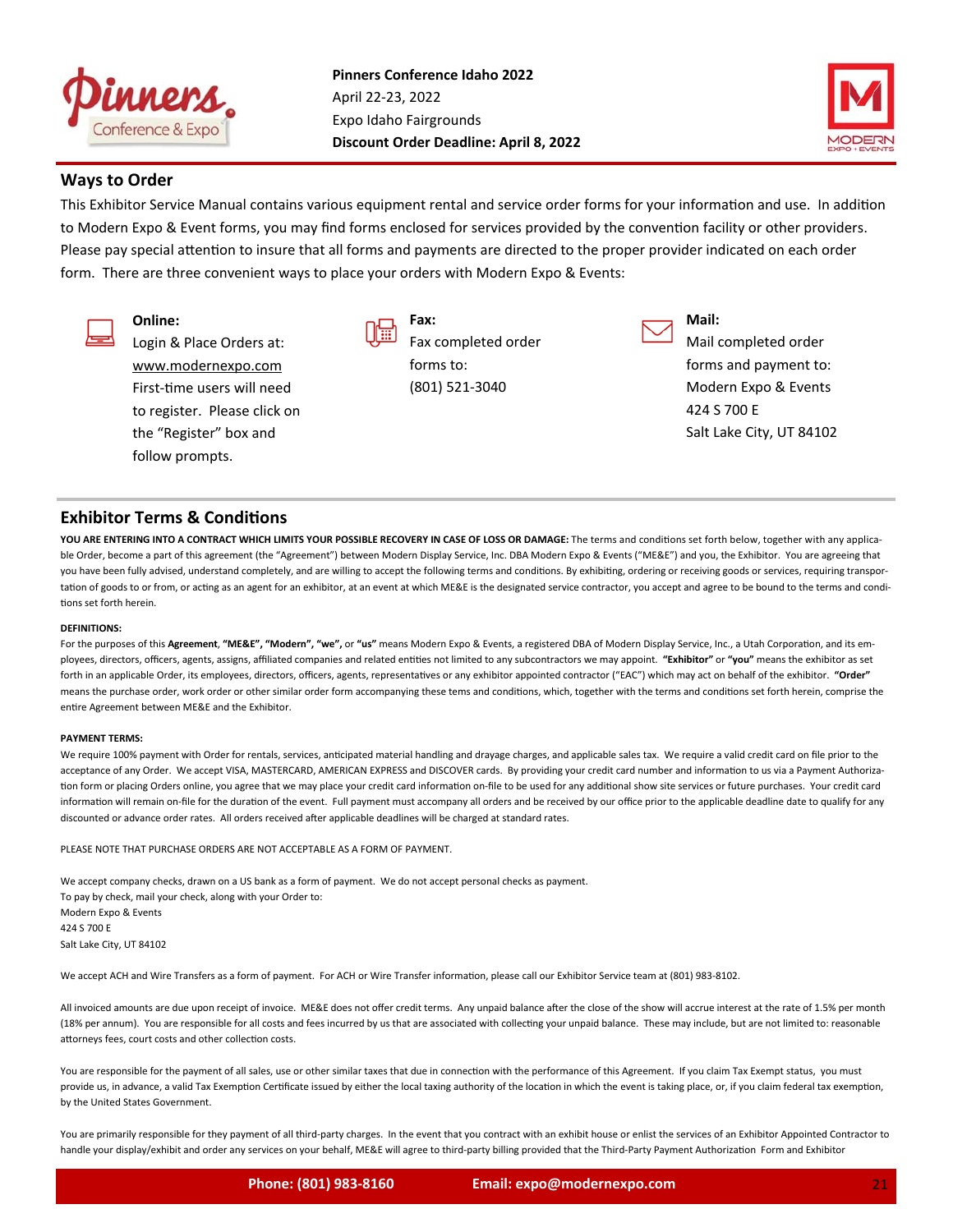**Pinners Conference Idaho 2022**
April 22-23, 2022
Expo Idaho Fairgrounds
**Discount Order Deadline: April 8, 2022**

## Ways to Order

This Exhibitor Service Manual contains various equipment rental and service order forms for your information and use. In addition to Modern Expo & Event forms, you may find forms enclosed for services provided by the convention facility or other providers. Please pay special attention to insure that all forms and payments are directed to the proper provider indicated on each order form. There are three convenient ways to place your orders with Modern Expo & Events:

**Online:**
Login & Place Orders at:
www.modernexpo.com
First-time users will need to register. Please click on the "Register" box and follow prompts.

**Fax:**
Fax completed order forms to:
(801) 521-3040

**Mail:**
Mail completed order forms and payment to:
Modern Expo & Events
424 S 700 E
Salt Lake City, UT 84102

## Exhibitor Terms & Conditions

**YOU ARE ENTERING INTO A CONTRACT WHICH LIMITS YOUR POSSIBLE RECOVERY IN CASE OF LOSS OR DAMAGE:** The terms and conditions set forth below, together with any applicable Order, become a part of this agreement (the "Agreement") between Modern Display Service, Inc. DBA Modern Expo & Events ("ME&E") and you, the Exhibitor. You are agreeing that you have been fully advised, understand completely, and are willing to accept the following terms and conditions. By exhibiting, ordering or receiving goods or services, requiring transportation of goods to or from, or acting as an agent for an exhibitor, at an event at which ME&E is the designated service contractor, you accept and agree to be bound to the terms and conditions set forth herein.

**DEFINITIONS:**

For the purposes of this **Agreement**, **"ME&E", "Modern", "we",** or **"us"** means Modern Expo & Events, a registered DBA of Modern Display Service, Inc., a Utah Corporation, and its employees, directors, officers, agents, assigns, affiliated companies and related entities not limited to any subcontractors we may appoint. **"Exhibitor"** or **"you"** means the exhibitor as set forth in an applicable Order, its employees, directors, officers, agents, representatives or any exhibitor appointed contractor ("EAC") which may act on behalf of the exhibitor. **"Order"** means the purchase order, work order or other similar order form accompanying these tems and conditions, which, together with the terms and conditions set forth herein, comprise the entire Agreement between ME&E and the Exhibitor.

**PAYMENT TERMS:**

We require 100% payment with Order for rentals, services, anticipated material handling and drayage charges, and applicable sales tax. We require a valid credit card on file prior to the acceptance of any Order. We accept VISA, MASTERCARD, AMERICAN EXPRESS and DISCOVER cards. By providing your credit card number and information to us via a Payment Authorization form or placing Orders online, you agree that we may place your credit card information on-file to be used for any additional show site services or future purchases. Your credit card information will remain on-file for the duration of the event. Full payment must accompany all orders and be received by our office prior to the applicable deadline date to qualify for any discounted or advance order rates. All orders received after applicable deadlines will be charged at standard rates.

PLEASE NOTE THAT PURCHASE ORDERS ARE NOT ACCEPTABLE AS A FORM OF PAYMENT.

We accept company checks, drawn on a US bank as a form of payment. We do not accept personal checks as payment.
To pay by check, mail your check, along with your Order to:
Modern Expo & Events
424 S 700 E
Salt Lake City, UT 84102

We accept ACH and Wire Transfers as a form of payment. For ACH or Wire Transfer information, please call our Exhibitor Service team at (801) 983-8102.

All invoiced amounts are due upon receipt of invoice. ME&E does not offer credit terms. Any unpaid balance after the close of the show will accrue interest at the rate of 1.5% per month (18% per annum). You are responsible for all costs and fees incurred by us that are associated with collecting your unpaid balance. These may include, but are not limited to: reasonable attorneys fees, court costs and other collection costs.

You are responsible for the payment of all sales, use or other similar taxes that due in connection with the performance of this Agreement. If you claim Tax Exempt status, you must provide us, in advance, a valid Tax Exemption Certificate issued by either the local taxing authority of the location in which the event is taking place, or, if you claim federal tax exemption, by the United States Government.

You are primarily responsible for they payment of all third-party charges. In the event that you contract with an exhibit house or enlist the services of an Exhibitor Appointed Contractor to handle your display/exhibit and order any services on your behalf, ME&E will agree to third-party billing provided that the Third-Party Payment Authorization Form and Exhibitor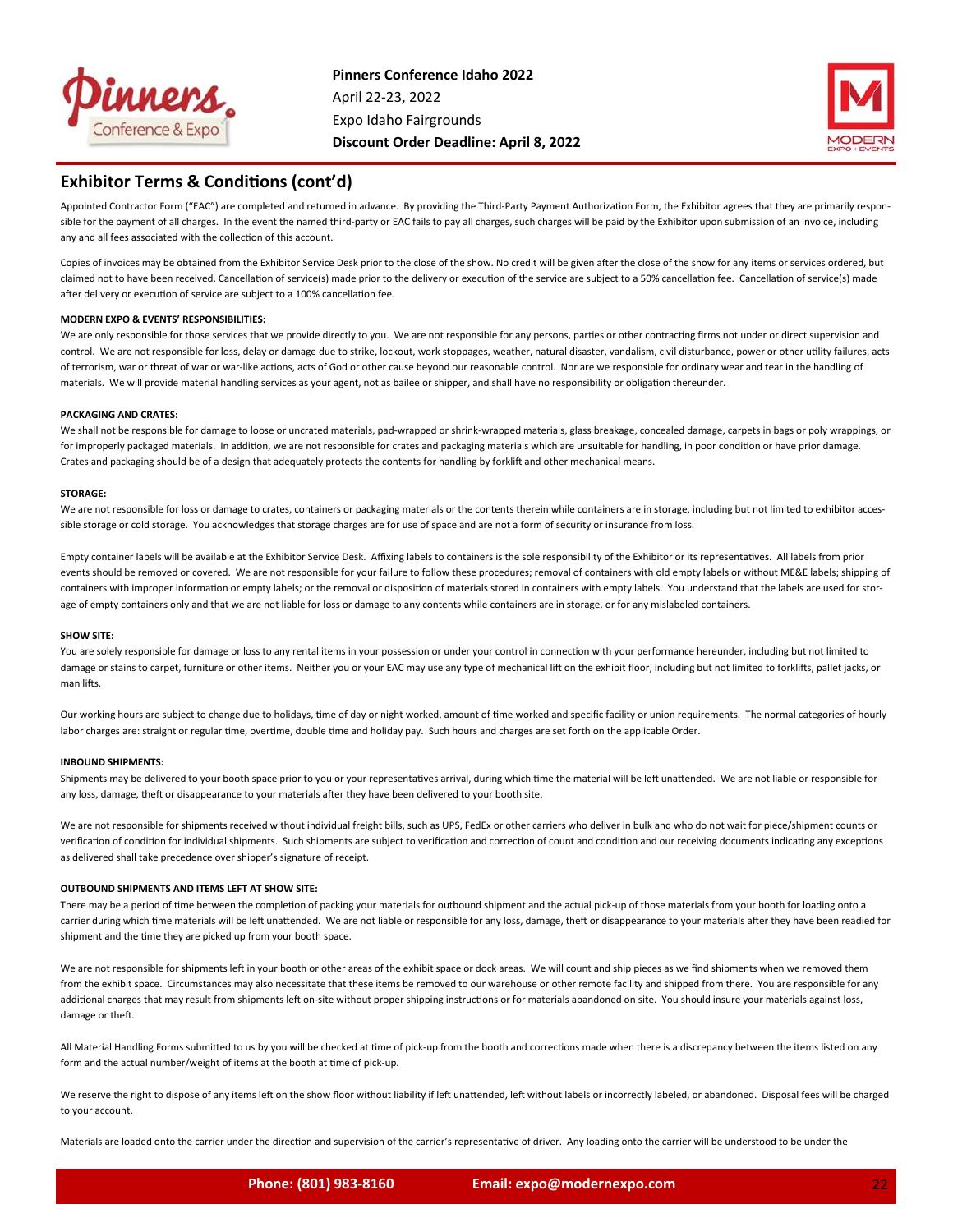## Exhibitor Terms & Conditions (cont'd)

Appointed Contractor Form ("EAC") are completed and returned in advance. By providing the Third-Party Payment Authorization Form, the Exhibitor agrees that they are primarily responsible for the payment of all charges. In the event the named third-party or EAC fails to pay all charges, such charges will be paid by the Exhibitor upon submission of an invoice, including any and all fees associated with the collection of this account.

Copies of invoices may be obtained from the Exhibitor Service Desk prior to the close of the show. No credit will be given after the close of the show for any items or services ordered, but claimed not to have been received. Cancellation of service(s) made prior to the delivery or execution of the service are subject to a 50% cancellation fee. Cancellation of service(s) made after delivery or execution of service are subject to a 100% cancellation fee.

**MODERN EXPO & EVENTS' RESPONSIBILITIES:**

We are only responsible for those services that we provide directly to you. We are not responsible for any persons, parties or other contracting firms not under or direct supervision and control. We are not responsible for loss, delay or damage due to strike, lockout, work stoppages, weather, natural disaster, vandalism, civil disturbance, power or other utility failures, acts of terrorism, war or threat of war or war-like actions, acts of God or other cause beyond our reasonable control. Nor are we responsible for ordinary wear and tear in the handling of materials. We will provide material handling services as your agent, not as bailee or shipper, and shall have no responsibility or obligation thereunder.

**PACKAGING AND CRATES:**

We shall not be responsible for damage to loose or uncrated materials, pad-wrapped or shrink-wrapped materials, glass breakage, concealed damage, carpets in bags or poly wrappings, or for improperly packaged materials. In addition, we are not responsible for crates and packaging materials which are unsuitable for handling, in poor condition or have prior damage. Crates and packaging should be of a design that adequately protects the contents for handling by forklift and other mechanical means.

**STORAGE:**

We are not responsible for loss or damage to crates, containers or packaging materials or the contents therein while containers are in storage, including but not limited to exhibitor accessible storage or cold storage. You acknowledges that storage charges are for use of space and are not a form of security or insurance from loss.

Empty container labels will be available at the Exhibitor Service Desk. Affixing labels to containers is the sole responsibility of the Exhibitor or its representatives. All labels from prior events should be removed or covered. We are not responsible for your failure to follow these procedures; removal of containers with old empty labels or without ME&E labels; shipping of containers with improper information or empty labels; or the removal or disposition of materials stored in containers with empty labels. You understand that the labels are used for storage of empty containers only and that we are not liable for loss or damage to any contents while containers are in storage, or for any mislabeled containers.

**SHOW SITE:**

You are solely responsible for damage or loss to any rental items in your possession or under your control in connection with your performance hereunder, including but not limited to damage or stains to carpet, furniture or other items. Neither you or your EAC may use any type of mechanical lift on the exhibit floor, including but not limited to forklifts, pallet jacks, or man lifts.

Our working hours are subject to change due to holidays, time of day or night worked, amount of time worked and specific facility or union requirements. The normal categories of hourly labor charges are: straight or regular time, overtime, double time and holiday pay. Such hours and charges are set forth on the applicable Order.

**INBOUND SHIPMENTS:**

Shipments may be delivered to your booth space prior to you or your representatives arrival, during which time the material will be left unattended. We are not liable or responsible for any loss, damage, theft or disappearance to your materials after they have been delivered to your booth site.

We are not responsible for shipments received without individual freight bills, such as UPS, FedEx or other carriers who deliver in bulk and who do not wait for piece/shipment counts or verification of condition for individual shipments. Such shipments are subject to verification and correction of count and condition and our receiving documents indicating any exceptions as delivered shall take precedence over shipper's signature of receipt.

**OUTBOUND SHIPMENTS AND ITEMS LEFT AT SHOW SITE:**

There may be a period of time between the completion of packing your materials for outbound shipment and the actual pick-up of those materials from your booth for loading onto a carrier during which time materials will be left unattended. We are not liable or responsible for any loss, damage, theft or disappearance to your materials after they have been readied for shipment and the time they are picked up from your booth space.

We are not responsible for shipments left in your booth or other areas of the exhibit space or dock areas. We will count and ship pieces as we find shipments when we removed them from the exhibit space. Circumstances may also necessitate that these items be removed to our warehouse or other remote facility and shipped from there. You are responsible for any additional charges that may result from shipments left on-site without proper shipping instructions or for materials abandoned on site. You should insure your materials against loss, damage or theft.

All Material Handling Forms submitted to us by you will be checked at time of pick-up from the booth and corrections made when there is a discrepancy between the items listed on any form and the actual number/weight of items at the booth at time of pick-up.

We reserve the right to dispose of any items left on the show floor without liability if left unattended, left without labels or incorrectly labeled, or abandoned. Disposal fees will be charged to your account.

Materials are loaded onto the carrier under the direction and supervision of the carrier's representative of driver. Any loading onto the carrier will be understood to be under the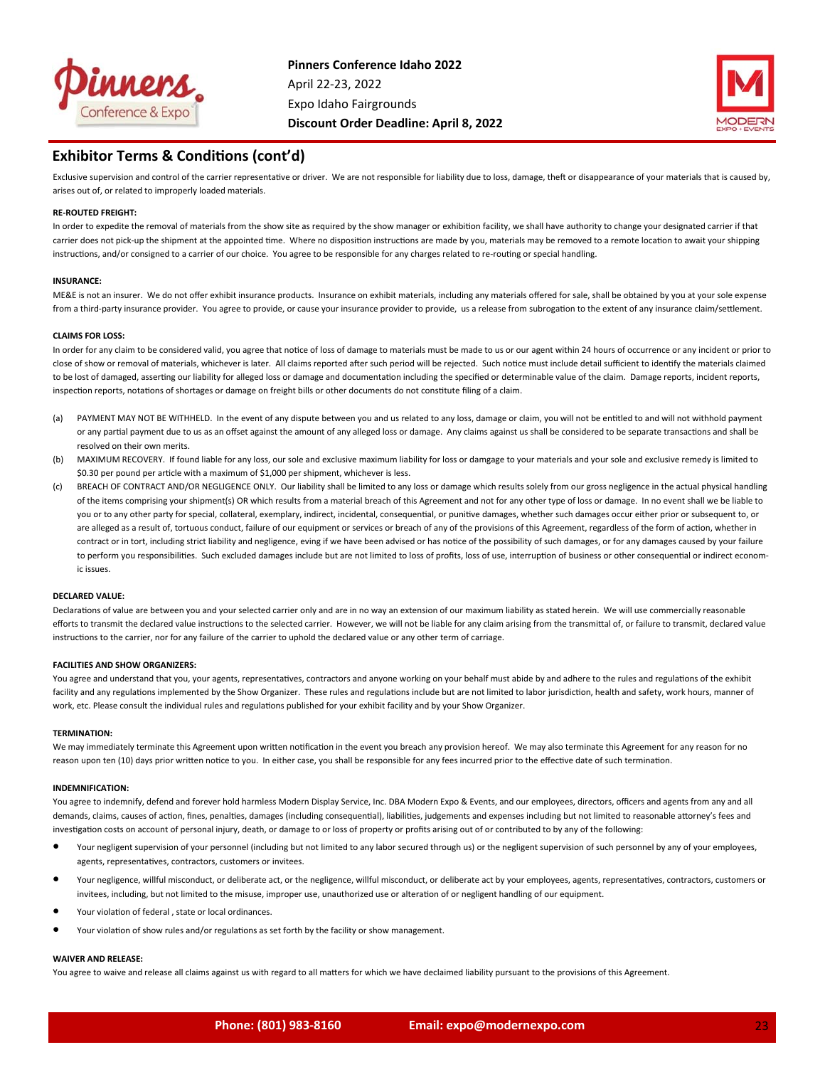## Exhibitor Terms & Conditions (cont'd)

Exclusive supervision and control of the carrier representative or driver. We are not responsible for liability due to loss, damage, theft or disappearance of your materials that is caused by, arises out of, or related to improperly loaded materials.

**RE-ROUTED FREIGHT:**

In order to expedite the removal of materials from the show site as required by the show manager or exhibition facility, we shall have authority to change your designated carrier if that carrier does not pick-up the shipment at the appointed time. Where no disposition instructions are made by you, materials may be removed to a remote location to await your shipping instructions, and/or consigned to a carrier of our choice. You agree to be responsible for any charges related to re-routing or special handling.

**INSURANCE:**

ME&E is not an insurer. We do not offer exhibit insurance products. Insurance on exhibit materials, including any materials offered for sale, shall be obtained by you at your sole expense from a third-party insurance provider. You agree to provide, or cause your insurance provider to provide, us a release from subrogation to the extent of any insurance claim/settlement.

**CLAIMS FOR LOSS:**

In order for any claim to be considered valid, you agree that notice of loss of damage to materials must be made to us or our agent within 24 hours of occurrence or any incident or prior to close of show or removal of materials, whichever is later. All claims reported after such period will be rejected. Such notice must include detail sufficient to identify the materials claimed to be lost of damaged, asserting our liability for alleged loss or damage and documentation including the specified or determinable value of the claim. Damage reports, incident reports, inspection reports, notations of shortages or damage on freight bills or other documents do not constitute filing of a claim.

(a) PAYMENT MAY NOT BE WITHHELD. In the event of any dispute between you and us related to any loss, damage or claim, you will not be entitled to and will not withhold payment or any partial payment due to us as an offset against the amount of any alleged loss or damage. Any claims against us shall be considered to be separate transactions and shall be resolved on their own merits.

(b) MAXIMUM RECOVERY. If found liable for any loss, our sole and exclusive maximum liability for loss or damgage to your materials and your sole and exclusive remedy is limited to $0.30 per pound per article with a maximum of $1,000 per shipment, whichever is less.

(c) BREACH OF CONTRACT AND/OR NEGLIGENCE ONLY. Our liability shall be limited to any loss or damage which results solely from our gross negligence in the actual physical handling of the items comprising your shipment(s) OR which results from a material breach of this Agreement and not for any other type of loss or damage. In no event shall we be liable to you or to any other party for special, collateral, exemplary, indirect, incidental, consequential, or punitive damages, whether such damages occur either prior or subsequent to, or are alleged as a result of, tortuous conduct, failure of our equipment or services or breach of any of the provisions of this Agreement, regardless of the form of action, whether in contract or in tort, including strict liability and negligence, eving if we have been advised or has notice of the possibility of such damages, or for any damages caused by your failure to perform you responsibilities. Such excluded damages include but are not limited to loss of profits, loss of use, interruption of business or other consequential or indirect economic issues.

**DECLARED VALUE:**

Declarations of value are between you and your selected carrier only and are in no way an extension of our maximum liability as stated herein. We will use commercially reasonable efforts to transmit the declared value instructions to the selected carrier. However, we will not be liable for any claim arising from the transmittal of, or failure to transmit, declared value instructions to the carrier, nor for any failure of the carrier to uphold the declared value or any other term of carriage.

**FACILITIES AND SHOW ORGANIZERS:**

You agree and understand that you, your agents, representatives, contractors and anyone working on your behalf must abide by and adhere to the rules and regulations of the exhibit facility and any regulations implemented by the Show Organizer. These rules and regulations include but are not limited to labor jurisdiction, health and safety, work hours, manner of work, etc. Please consult the individual rules and regulations published for your exhibit facility and by your Show Organizer.

**TERMINATION:**

We may immediately terminate this Agreement upon written notification in the event you breach any provision hereof. We may also terminate this Agreement for any reason for no reason upon ten (10) days prior written notice to you. In either case, you shall be responsible for any fees incurred prior to the effective date of such termination.

**INDEMNIFICATION:**

You agree to indemnify, defend and forever hold harmless Modern Display Service, Inc. DBA Modern Expo & Events, and our employees, directors, officers and agents from any and all demands, claims, causes of action, fines, penalties, damages (including consequential), liabilities, judgements and expenses including but not limited to reasonable attorney's fees and investigation costs on account of personal injury, death, or damage to or loss of property or profits arising out of or contributed to by any of the following:

- Your negligent supervision of your personnel (including but not limited to any labor secured through us) or the negligent supervision of such personnel by any of your employees, agents, representatives, contractors, customers or invitees.
- Your negligence, willful misconduct, or deliberate act, or the negligence, willful misconduct, or deliberate act by your employees, agents, representatives, contractors, customers or invitees, including, but not limited to the misuse, improper use, unauthorized use or alteration of or negligent handling of our equipment.
- Your violation of federal , state or local ordinances.
- Your violation of show rules and/or regulations as set forth by the facility or show management.

**WAIVER AND RELEASE:**

You agree to waive and release all claims against us with regard to all matters for which we have declaimed liability pursuant to the provisions of this Agreement.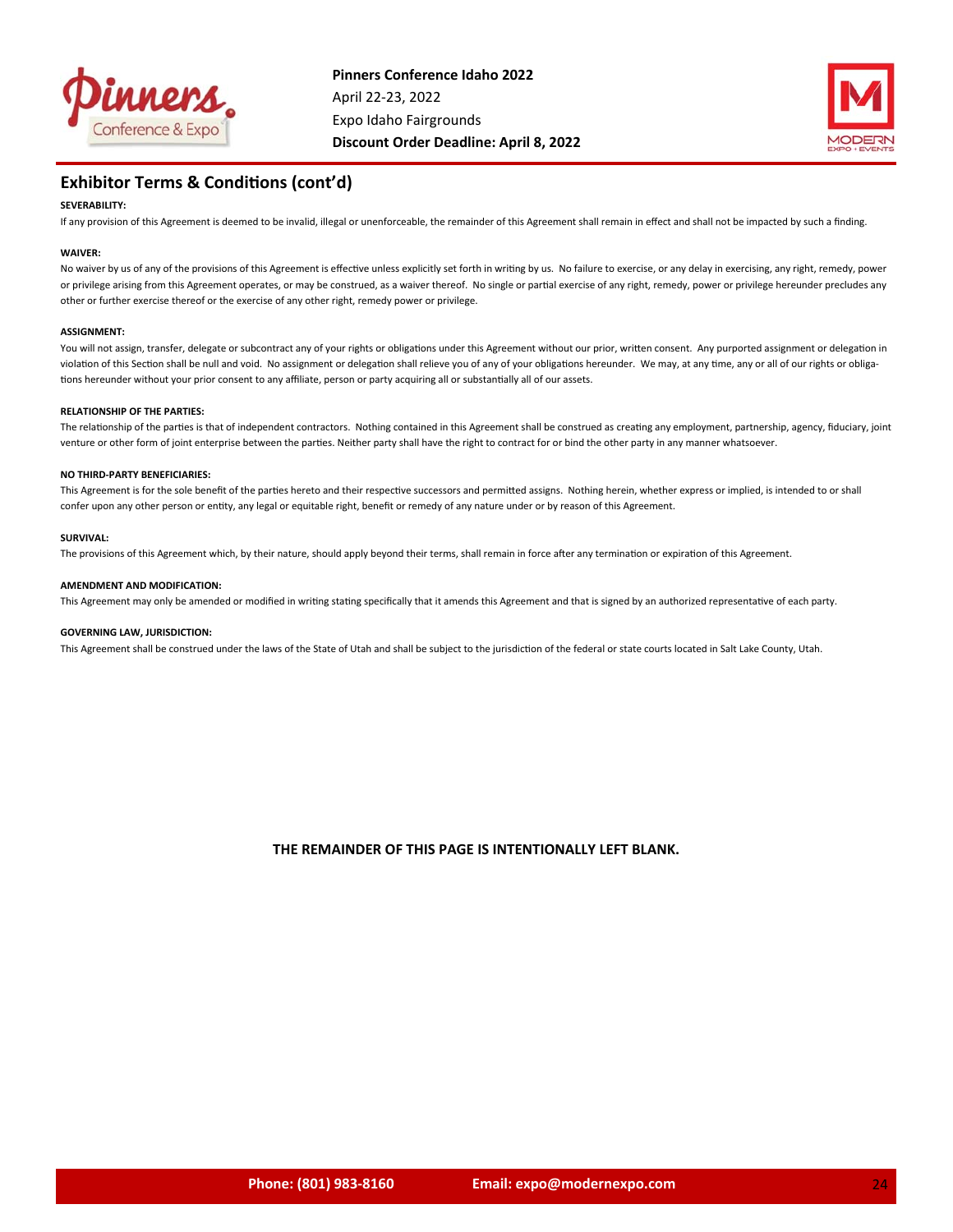## Exhibitor Terms & Conditions (cont'd)

**SEVERABILITY:**

If any provision of this Agreement is deemed to be invalid, illegal or unenforceable, the remainder of this Agreement shall remain in effect and shall not be impacted by such a finding.

**WAIVER:**

No waiver by us of any of the provisions of this Agreement is effective unless explicitly set forth in writing by us. No failure to exercise, or any delay in exercising, any right, remedy, power or privilege arising from this Agreement operates, or may be construed, as a waiver thereof. No single or partial exercise of any right, remedy, power or privilege hereunder precludes any other or further exercise thereof or the exercise of any other right, remedy power or privilege.

**ASSIGNMENT:**

You will not assign, transfer, delegate or subcontract any of your rights or obligations under this Agreement without our prior, written consent. Any purported assignment or delegation in violation of this Section shall be null and void. No assignment or delegation shall relieve you of any of your obligations hereunder. We may, at any time, any or all of our rights or obligations hereunder without your prior consent to any affiliate, person or party acquiring all or substantially all of our assets.

**RELATIONSHIP OF THE PARTIES:**

The relationship of the parties is that of independent contractors. Nothing contained in this Agreement shall be construed as creating any employment, partnership, agency, fiduciary, joint venture or other form of joint enterprise between the parties. Neither party shall have the right to contract for or bind the other party in any manner whatsoever.

**NO THIRD-PARTY BENEFICIARIES:**

This Agreement is for the sole benefit of the parties hereto and their respective successors and permitted assigns. Nothing herein, whether express or implied, is intended to or shall confer upon any other person or entity, any legal or equitable right, benefit or remedy of any nature under or by reason of this Agreement.

**SURVIVAL:**

The provisions of this Agreement which, by their nature, should apply beyond their terms, shall remain in force after any termination or expiration of this Agreement.

**AMENDMENT AND MODIFICATION:**

This Agreement may only be amended or modified in writing stating specifically that it amends this Agreement and that is signed by an authorized representative of each party.

**GOVERNING LAW, JURISDICTION:**

This Agreement shall be construed under the laws of the State of Utah and shall be subject to the jurisdiction of the federal or state courts located in Salt Lake County, Utah.

**THE REMAINDER OF THIS PAGE IS INTENTIONALLY LEFT BLANK.**